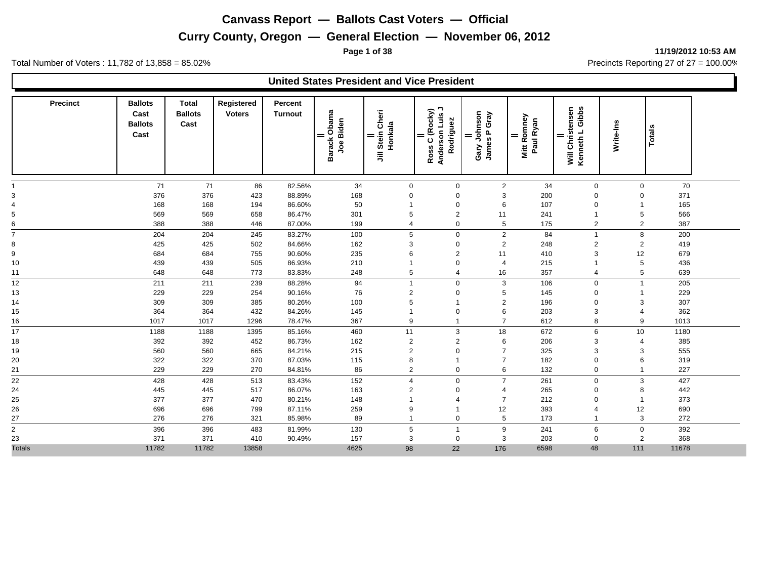# Canvass Report — Ballots Cast Voters — Official

## Curry County, Oregon — General Election — November 06, 2012

**11/19/2012 10:53 AM**

Total Number of Voters : 11,782 of 13,858 = 85.02%

Precincts Reporting 27 of 27 = 100.00%

### United States President and Vice President

| Precinct | Ballots Cast Ballots Cast | Total Ballots Cast | Registered Voters | Percent Turnout | Barack Obama Joe Biden | Jill Stein Cheri Honkala | Ross C (Rocky) Anderson Luis J Rodriguez | Gary Johnson James P Gray | Mitt Romney Paul Ryan | Will Christensen Kenneth L Gibbs | Write-Ins | Totals |
|---|---|---|---|---|---|---|---|---|---|---|---|---|
| 1 | 71 | 71 | 86 | 82.56% | 34 | 0 | 0 | 2 | 34 | 0 | 0 | 70 |
| 3 | 376 | 376 | 423 | 88.89% | 168 | 0 | 0 | 3 | 200 | 0 | 0 | 371 |
| 4 | 168 | 168 | 194 | 86.60% | 50 | 1 | 0 | 6 | 107 | 0 | 1 | 165 |
| 5 | 569 | 569 | 658 | 86.47% | 301 | 5 | 2 | 11 | 241 | 1 | 5 | 566 |
| 6 | 388 | 388 | 446 | 87.00% | 199 | 4 | 0 | 5 | 175 | 2 | 2 | 387 |
| 7 | 204 | 204 | 245 | 83.27% | 100 | 5 | 0 | 2 | 84 | 1 | 8 | 200 |
| 8 | 425 | 425 | 502 | 84.66% | 162 | 3 | 0 | 2 | 248 | 2 | 2 | 419 |
| 9 | 684 | 684 | 755 | 90.60% | 235 | 6 | 2 | 11 | 410 | 3 | 12 | 679 |
| 10 | 439 | 439 | 505 | 86.93% | 210 | 1 | 0 | 4 | 215 | 1 | 5 | 436 |
| 11 | 648 | 648 | 773 | 83.83% | 248 | 5 | 4 | 16 | 357 | 4 | 5 | 639 |
| 12 | 211 | 211 | 239 | 88.28% | 94 | 1 | 0 | 3 | 106 | 0 | 1 | 205 |
| 13 | 229 | 229 | 254 | 90.16% | 76 | 2 | 0 | 5 | 145 | 0 | 1 | 229 |
| 14 | 309 | 309 | 385 | 80.26% | 100 | 5 | 1 | 2 | 196 | 0 | 3 | 307 |
| 15 | 364 | 364 | 432 | 84.26% | 145 | 1 | 0 | 6 | 203 | 3 | 4 | 362 |
| 16 | 1017 | 1017 | 1296 | 78.47% | 367 | 9 | 1 | 7 | 612 | 8 | 9 | 1013 |
| 17 | 1188 | 1188 | 1395 | 85.16% | 460 | 11 | 3 | 18 | 672 | 6 | 10 | 1180 |
| 18 | 392 | 392 | 452 | 86.73% | 162 | 2 | 2 | 6 | 206 | 3 | 4 | 385 |
| 19 | 560 | 560 | 665 | 84.21% | 215 | 2 | 0 | 7 | 325 | 3 | 3 | 555 |
| 20 | 322 | 322 | 370 | 87.03% | 115 | 8 | 1 | 7 | 182 | 0 | 6 | 319 |
| 21 | 229 | 229 | 270 | 84.81% | 86 | 2 | 0 | 6 | 132 | 0 | 1 | 227 |
| 22 | 428 | 428 | 513 | 83.43% | 152 | 4 | 0 | 7 | 261 | 0 | 3 | 427 |
| 24 | 445 | 445 | 517 | 86.07% | 163 | 2 | 0 | 4 | 265 | 0 | 8 | 442 |
| 25 | 377 | 377 | 470 | 80.21% | 148 | 1 | 4 | 7 | 212 | 0 | 1 | 373 |
| 26 | 696 | 696 | 799 | 87.11% | 259 | 9 | 1 | 12 | 393 | 4 | 12 | 690 |
| 27 | 276 | 276 | 321 | 85.98% | 89 | 1 | 0 | 5 | 173 | 1 | 3 | 272 |
| 2 | 396 | 396 | 483 | 81.99% | 130 | 5 | 1 | 9 | 241 | 6 | 0 | 392 |
| 23 | 371 | 371 | 410 | 90.49% | 157 | 3 | 0 | 3 | 203 | 0 | 2 | 368 |
| Totals | 11782 | 11782 | 13858 | | 4625 | 98 | 22 | 176 | 6598 | 48 | 111 | 11678 |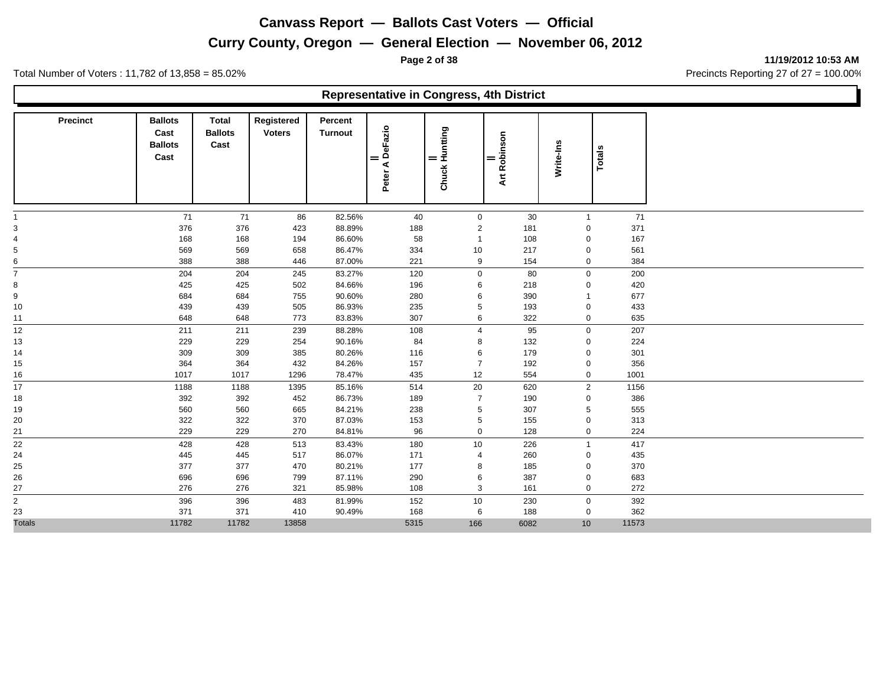# Canvass Report — Ballots Cast Voters — Official

## Curry County, Oregon — General Election — November 06, 2012

11/19/2012 10:53 AM

Total Number of Voters : 11,782 of 13,858 = 85.02%

Precincts Reporting 27 of 27 = 100.00%

### Representative in Congress, 4th District

| Precinct | Ballots Cast Ballots Cast | Total Ballots Cast | Registered Voters | Percent Turnout | Peter A DeFazio | Chuck Huntting | Art Robinson | Write-Ins | Totals |
|---|---|---|---|---|---|---|---|---|---|
| 1 | 71 | 71 | 86 | 82.56% | 40 | 0 | 30 | 1 | 71 |
| 3 | 376 | 376 | 423 | 88.89% | 188 | 2 | 181 | 0 | 371 |
| 4 | 168 | 168 | 194 | 86.60% | 58 | 1 | 108 | 0 | 167 |
| 5 | 569 | 569 | 658 | 86.47% | 334 | 10 | 217 | 0 | 561 |
| 6 | 388 | 388 | 446 | 87.00% | 221 | 9 | 154 | 0 | 384 |
| 7 | 204 | 204 | 245 | 83.27% | 120 | 0 | 80 | 0 | 200 |
| 8 | 425 | 425 | 502 | 84.66% | 196 | 6 | 218 | 0 | 420 |
| 9 | 684 | 684 | 755 | 90.60% | 280 | 6 | 390 | 1 | 677 |
| 10 | 439 | 439 | 505 | 86.93% | 235 | 5 | 193 | 0 | 433 |
| 11 | 648 | 648 | 773 | 83.83% | 307 | 6 | 322 | 0 | 635 |
| 12 | 211 | 211 | 239 | 88.28% | 108 | 4 | 95 | 0 | 207 |
| 13 | 229 | 229 | 254 | 90.16% | 84 | 8 | 132 | 0 | 224 |
| 14 | 309 | 309 | 385 | 80.26% | 116 | 6 | 179 | 0 | 301 |
| 15 | 364 | 364 | 432 | 84.26% | 157 | 7 | 192 | 0 | 356 |
| 16 | 1017 | 1017 | 1296 | 78.47% | 435 | 12 | 554 | 0 | 1001 |
| 17 | 1188 | 1188 | 1395 | 85.16% | 514 | 20 | 620 | 2 | 1156 |
| 18 | 392 | 392 | 452 | 86.73% | 189 | 7 | 190 | 0 | 386 |
| 19 | 560 | 560 | 665 | 84.21% | 238 | 5 | 307 | 5 | 555 |
| 20 | 322 | 322 | 370 | 87.03% | 153 | 5 | 155 | 0 | 313 |
| 21 | 229 | 229 | 270 | 84.81% | 96 | 0 | 128 | 0 | 224 |
| 22 | 428 | 428 | 513 | 83.43% | 180 | 10 | 226 | 1 | 417 |
| 24 | 445 | 445 | 517 | 86.07% | 171 | 4 | 260 | 0 | 435 |
| 25 | 377 | 377 | 470 | 80.21% | 177 | 8 | 185 | 0 | 370 |
| 26 | 696 | 696 | 799 | 87.11% | 290 | 6 | 387 | 0 | 683 |
| 27 | 276 | 276 | 321 | 85.98% | 108 | 3 | 161 | 0 | 272 |
| 2 | 396 | 396 | 483 | 81.99% | 152 | 10 | 230 | 0 | 392 |
| 23 | 371 | 371 | 410 | 90.49% | 168 | 6 | 188 | 0 | 362 |
| Totals | 11782 | 11782 | 13858 | | 5315 | 166 | 6082 | 10 | 11573 |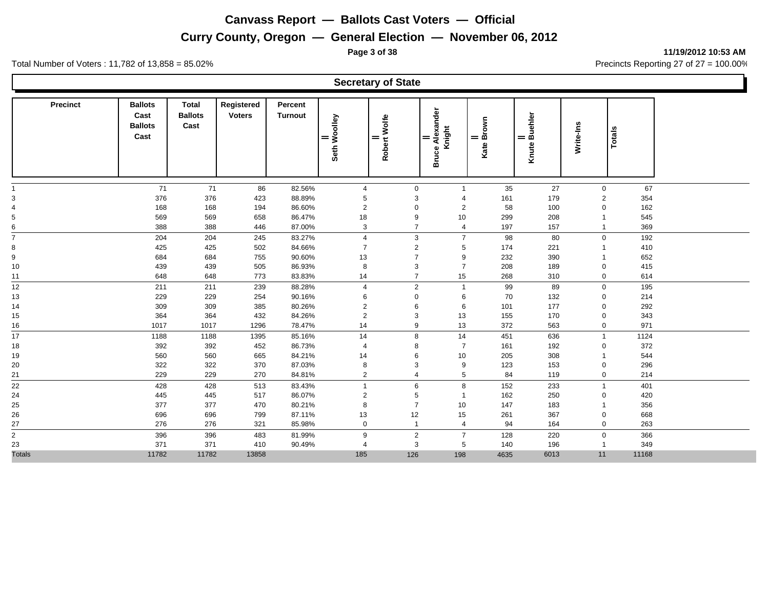# Canvass Report — Ballots Cast Voters — Official

## Curry County, Oregon — General Election — November 06, 2012

**11/19/2012 10:53 AM**

Total Number of Voters : 11,782 of 13,858 = 85.02%

Precincts Reporting 27 of 27 = 100.00%

### Secretary of State

| Precinct | Ballots Cast Ballots Cast | Total Ballots Cast | Registered Voters | Percent Turnout | Seth Woolley | Robert Wolfe | Bruce Alexander Knight | Kate Brown | Knute Buehler | Write-Ins | Totals |
|---|---|---|---|---|---|---|---|---|---|---|---|
| 1 | 71 | 71 | 86 | 82.56% | 4 | 0 | 1 | 35 | 27 | 0 | 67 |
| 3 | 376 | 376 | 423 | 88.89% | 5 | 3 | 4 | 161 | 179 | 2 | 354 |
| 4 | 168 | 168 | 194 | 86.60% | 2 | 0 | 2 | 58 | 100 | 0 | 162 |
| 5 | 569 | 569 | 658 | 86.47% | 18 | 9 | 10 | 299 | 208 | 1 | 545 |
| 6 | 388 | 388 | 446 | 87.00% | 3 | 7 | 4 | 197 | 157 | 1 | 369 |
| 7 | 204 | 204 | 245 | 83.27% | 4 | 3 | 7 | 98 | 80 | 0 | 192 |
| 8 | 425 | 425 | 502 | 84.66% | 7 | 2 | 5 | 174 | 221 | 1 | 410 |
| 9 | 684 | 684 | 755 | 90.60% | 13 | 7 | 9 | 232 | 390 | 1 | 652 |
| 10 | 439 | 439 | 505 | 86.93% | 8 | 3 | 7 | 208 | 189 | 0 | 415 |
| 11 | 648 | 648 | 773 | 83.83% | 14 | 7 | 15 | 268 | 310 | 0 | 614 |
| 12 | 211 | 211 | 239 | 88.28% | 4 | 2 | 1 | 99 | 89 | 0 | 195 |
| 13 | 229 | 229 | 254 | 90.16% | 6 | 0 | 6 | 70 | 132 | 0 | 214 |
| 14 | 309 | 309 | 385 | 80.26% | 2 | 6 | 6 | 101 | 177 | 0 | 292 |
| 15 | 364 | 364 | 432 | 84.26% | 2 | 3 | 13 | 155 | 170 | 0 | 343 |
| 16 | 1017 | 1017 | 1296 | 78.47% | 14 | 9 | 13 | 372 | 563 | 0 | 971 |
| 17 | 1188 | 1188 | 1395 | 85.16% | 14 | 8 | 14 | 451 | 636 | 1 | 1124 |
| 18 | 392 | 392 | 452 | 86.73% | 4 | 8 | 7 | 161 | 192 | 0 | 372 |
| 19 | 560 | 560 | 665 | 84.21% | 14 | 6 | 10 | 205 | 308 | 1 | 544 |
| 20 | 322 | 322 | 370 | 87.03% | 8 | 3 | 9 | 123 | 153 | 0 | 296 |
| 21 | 229 | 229 | 270 | 84.81% | 2 | 4 | 5 | 84 | 119 | 0 | 214 |
| 22 | 428 | 428 | 513 | 83.43% | 1 | 6 | 8 | 152 | 233 | 1 | 401 |
| 24 | 445 | 445 | 517 | 86.07% | 2 | 5 | 1 | 162 | 250 | 0 | 420 |
| 25 | 377 | 377 | 470 | 80.21% | 8 | 7 | 10 | 147 | 183 | 1 | 356 |
| 26 | 696 | 696 | 799 | 87.11% | 13 | 12 | 15 | 261 | 367 | 0 | 668 |
| 27 | 276 | 276 | 321 | 85.98% | 0 | 1 | 4 | 94 | 164 | 0 | 263 |
| 2 | 396 | 396 | 483 | 81.99% | 9 | 2 | 7 | 128 | 220 | 0 | 366 |
| 23 | 371 | 371 | 410 | 90.49% | 4 | 3 | 5 | 140 | 196 | 1 | 349 |
| Totals | 11782 | 11782 | 13858 | | 185 | 126 | 198 | 4635 | 6013 | 11 | 11168 |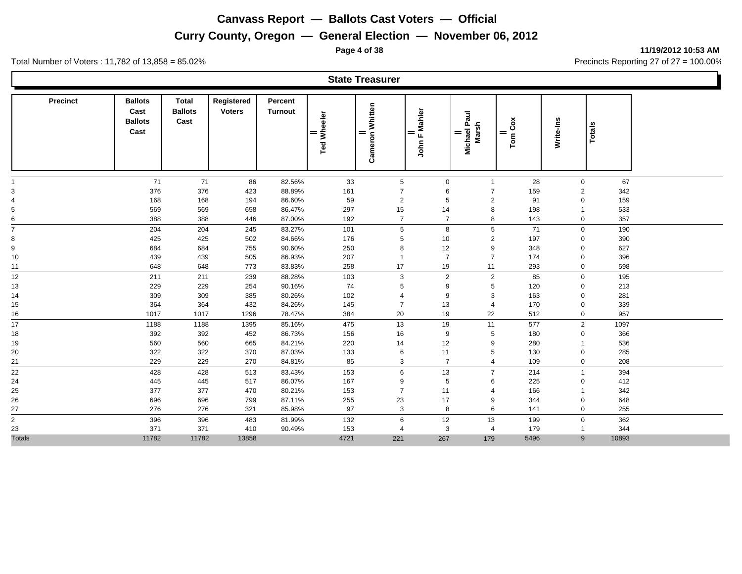# Canvass Report — Ballots Cast Voters — Official

## Curry County, Oregon — General Election — November 06, 2012

11/19/2012 10:53 AM

Total Number of Voters : 11,782 of 13,858 = 85.02%

Precincts Reporting 27 of 27 = 100.00%

### State Treasurer

| Precinct | Ballots Cast Ballots Cast | Total Ballots Cast | Registered Voters | Percent Turnout | Ted Wheeler | Cameron Whitten | John F Mahler | Michael Paul Marsh | Tom Cox | Write-Ins | Totals |
|---|---|---|---|---|---|---|---|---|---|---|---|
| 1 | 71 | 71 | 86 | 82.56% | 33 | 5 | 0 | 1 | 28 | 0 | 67 |
| 3 | 376 | 376 | 423 | 88.89% | 161 | 7 | 6 | 7 | 159 | 2 | 342 |
| 4 | 168 | 168 | 194 | 86.60% | 59 | 2 | 5 | 2 | 91 | 0 | 159 |
| 5 | 569 | 569 | 658 | 86.47% | 297 | 15 | 14 | 8 | 198 | 1 | 533 |
| 6 | 388 | 388 | 446 | 87.00% | 192 | 7 | 7 | 8 | 143 | 0 | 357 |
| 7 | 204 | 204 | 245 | 83.27% | 101 | 5 | 8 | 5 | 71 | 0 | 190 |
| 8 | 425 | 425 | 502 | 84.66% | 176 | 5 | 10 | 2 | 197 | 0 | 390 |
| 9 | 684 | 684 | 755 | 90.60% | 250 | 8 | 12 | 9 | 348 | 0 | 627 |
| 10 | 439 | 439 | 505 | 86.93% | 207 | 1 | 7 | 7 | 174 | 0 | 396 |
| 11 | 648 | 648 | 773 | 83.83% | 258 | 17 | 19 | 11 | 293 | 0 | 598 |
| 12 | 211 | 211 | 239 | 88.28% | 103 | 3 | 2 | 2 | 85 | 0 | 195 |
| 13 | 229 | 229 | 254 | 90.16% | 74 | 5 | 9 | 5 | 120 | 0 | 213 |
| 14 | 309 | 309 | 385 | 80.26% | 102 | 4 | 9 | 3 | 163 | 0 | 281 |
| 15 | 364 | 364 | 432 | 84.26% | 145 | 7 | 13 | 4 | 170 | 0 | 339 |
| 16 | 1017 | 1017 | 1296 | 78.47% | 384 | 20 | 19 | 22 | 512 | 0 | 957 |
| 17 | 1188 | 1188 | 1395 | 85.16% | 475 | 13 | 19 | 11 | 577 | 2 | 1097 |
| 18 | 392 | 392 | 452 | 86.73% | 156 | 16 | 9 | 5 | 180 | 0 | 366 |
| 19 | 560 | 560 | 665 | 84.21% | 220 | 14 | 12 | 9 | 280 | 1 | 536 |
| 20 | 322 | 322 | 370 | 87.03% | 133 | 6 | 11 | 5 | 130 | 0 | 285 |
| 21 | 229 | 229 | 270 | 84.81% | 85 | 3 | 7 | 4 | 109 | 0 | 208 |
| 22 | 428 | 428 | 513 | 83.43% | 153 | 6 | 13 | 7 | 214 | 1 | 394 |
| 24 | 445 | 445 | 517 | 86.07% | 167 | 9 | 5 | 6 | 225 | 0 | 412 |
| 25 | 377 | 377 | 470 | 80.21% | 153 | 7 | 11 | 4 | 166 | 1 | 342 |
| 26 | 696 | 696 | 799 | 87.11% | 255 | 23 | 17 | 9 | 344 | 0 | 648 |
| 27 | 276 | 276 | 321 | 85.98% | 97 | 3 | 8 | 6 | 141 | 0 | 255 |
| 2 | 396 | 396 | 483 | 81.99% | 132 | 6 | 12 | 13 | 199 | 0 | 362 |
| 23 | 371 | 371 | 410 | 90.49% | 153 | 4 | 3 | 4 | 179 | 1 | 344 |
| Totals | 11782 | 11782 | 13858 | | 4721 | 221 | 267 | 179 | 5496 | 9 | 10893 |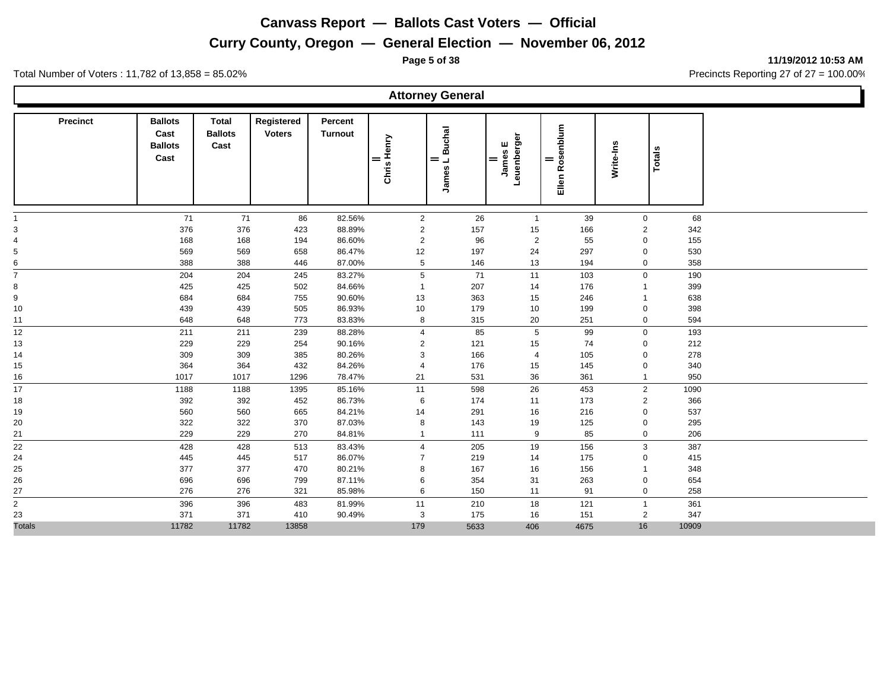# Canvass Report — Ballots Cast Voters — Official

## Curry County, Oregon — General Election — November 06, 2012

11/19/2012 10:53 AM

Total Number of Voters : 11,782 of 13,858 = 85.02%

Precincts Reporting 27 of 27 = 100.00%

### Attorney General

| Precinct | Ballots Cast Ballots Cast | Total Ballots Cast | Registered Voters | Percent Turnout | Chris Henry | James L Buchal | James E Leuenberger | Ellen Rosenblum | Write-Ins | Totals |
|---|---|---|---|---|---|---|---|---|---|---|
| 1 | 71 | 71 | 86 | 82.56% | 2 | 26 | 1 | 39 | 0 | 68 |
| 3 | 376 | 376 | 423 | 88.89% | 2 | 157 | 15 | 166 | 2 | 342 |
| 4 | 168 | 168 | 194 | 86.60% | 2 | 96 | 2 | 55 | 0 | 155 |
| 5 | 569 | 569 | 658 | 86.47% | 12 | 197 | 24 | 297 | 0 | 530 |
| 6 | 388 | 388 | 446 | 87.00% | 5 | 146 | 13 | 194 | 0 | 358 |
| 7 | 204 | 204 | 245 | 83.27% | 5 | 71 | 11 | 103 | 0 | 190 |
| 8 | 425 | 425 | 502 | 84.66% | 1 | 207 | 14 | 176 | 1 | 399 |
| 9 | 684 | 684 | 755 | 90.60% | 13 | 363 | 15 | 246 | 1 | 638 |
| 10 | 439 | 439 | 505 | 86.93% | 10 | 179 | 10 | 199 | 0 | 398 |
| 11 | 648 | 648 | 773 | 83.83% | 8 | 315 | 20 | 251 | 0 | 594 |
| 12 | 211 | 211 | 239 | 88.28% | 4 | 85 | 5 | 99 | 0 | 193 |
| 13 | 229 | 229 | 254 | 90.16% | 2 | 121 | 15 | 74 | 0 | 212 |
| 14 | 309 | 309 | 385 | 80.26% | 3 | 166 | 4 | 105 | 0 | 278 |
| 15 | 364 | 364 | 432 | 84.26% | 4 | 176 | 15 | 145 | 0 | 340 |
| 16 | 1017 | 1017 | 1296 | 78.47% | 21 | 531 | 36 | 361 | 1 | 950 |
| 17 | 1188 | 1188 | 1395 | 85.16% | 11 | 598 | 26 | 453 | 2 | 1090 |
| 18 | 392 | 392 | 452 | 86.73% | 6 | 174 | 11 | 173 | 2 | 366 |
| 19 | 560 | 560 | 665 | 84.21% | 14 | 291 | 16 | 216 | 0 | 537 |
| 20 | 322 | 322 | 370 | 87.03% | 8 | 143 | 19 | 125 | 0 | 295 |
| 21 | 229 | 229 | 270 | 84.81% | 1 | 111 | 9 | 85 | 0 | 206 |
| 22 | 428 | 428 | 513 | 83.43% | 4 | 205 | 19 | 156 | 3 | 387 |
| 24 | 445 | 445 | 517 | 86.07% | 7 | 219 | 14 | 175 | 0 | 415 |
| 25 | 377 | 377 | 470 | 80.21% | 8 | 167 | 16 | 156 | 1 | 348 |
| 26 | 696 | 696 | 799 | 87.11% | 6 | 354 | 31 | 263 | 0 | 654 |
| 27 | 276 | 276 | 321 | 85.98% | 6 | 150 | 11 | 91 | 0 | 258 |
| 2 | 396 | 396 | 483 | 81.99% | 11 | 210 | 18 | 121 | 1 | 361 |
| 23 | 371 | 371 | 410 | 90.49% | 3 | 175 | 16 | 151 | 2 | 347 |
| Totals | 11782 | 11782 | 13858 | | 179 | 5633 | 406 | 4675 | 16 | 10909 |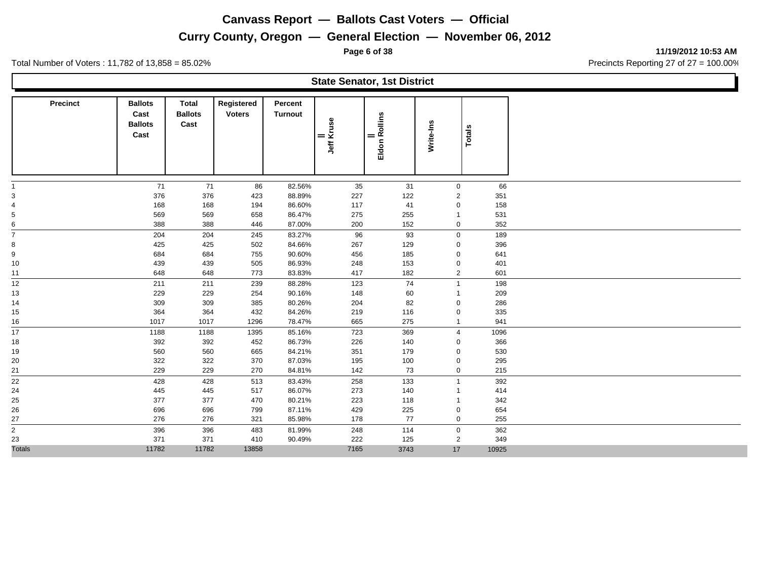# Canvass Report — Ballots Cast Voters — Official

## Curry County, Oregon — General Election — November 06, 2012

11/19/2012 10:53 AM

Total Number of Voters : 11,782 of 13,858 = 85.02%

Precincts Reporting 27 of 27 = 100.00%

### State Senator, 1st District

| Precinct | Ballots Cast Ballots Cast | Total Ballots Cast | Registered Voters | Percent Turnout | ll Jeff Kruse | ll Eldon Rollins | Write-Ins | Totals |
|---|---|---|---|---|---|---|---|---|
| 1 | 71 | 71 | 86 | 82.56% | 35 | 31 | 0 | 66 |
| 3 | 376 | 376 | 423 | 88.89% | 227 | 122 | 2 | 351 |
| 4 | 168 | 168 | 194 | 86.60% | 117 | 41 | 0 | 158 |
| 5 | 569 | 569 | 658 | 86.47% | 275 | 255 | 1 | 531 |
| 6 | 388 | 388 | 446 | 87.00% | 200 | 152 | 0 | 352 |
| 7 | 204 | 204 | 245 | 83.27% | 96 | 93 | 0 | 189 |
| 8 | 425 | 425 | 502 | 84.66% | 267 | 129 | 0 | 396 |
| 9 | 684 | 684 | 755 | 90.60% | 456 | 185 | 0 | 641 |
| 10 | 439 | 439 | 505 | 86.93% | 248 | 153 | 0 | 401 |
| 11 | 648 | 648 | 773 | 83.83% | 417 | 182 | 2 | 601 |
| 12 | 211 | 211 | 239 | 88.28% | 123 | 74 | 1 | 198 |
| 13 | 229 | 229 | 254 | 90.16% | 148 | 60 | 1 | 209 |
| 14 | 309 | 309 | 385 | 80.26% | 204 | 82 | 0 | 286 |
| 15 | 364 | 364 | 432 | 84.26% | 219 | 116 | 0 | 335 |
| 16 | 1017 | 1017 | 1296 | 78.47% | 665 | 275 | 1 | 941 |
| 17 | 1188 | 1188 | 1395 | 85.16% | 723 | 369 | 4 | 1096 |
| 18 | 392 | 392 | 452 | 86.73% | 226 | 140 | 0 | 366 |
| 19 | 560 | 560 | 665 | 84.21% | 351 | 179 | 0 | 530 |
| 20 | 322 | 322 | 370 | 87.03% | 195 | 100 | 0 | 295 |
| 21 | 229 | 229 | 270 | 84.81% | 142 | 73 | 0 | 215 |
| 22 | 428 | 428 | 513 | 83.43% | 258 | 133 | 1 | 392 |
| 24 | 445 | 445 | 517 | 86.07% | 273 | 140 | 1 | 414 |
| 25 | 377 | 377 | 470 | 80.21% | 223 | 118 | 1 | 342 |
| 26 | 696 | 696 | 799 | 87.11% | 429 | 225 | 0 | 654 |
| 27 | 276 | 276 | 321 | 85.98% | 178 | 77 | 0 | 255 |
| 2 | 396 | 396 | 483 | 81.99% | 248 | 114 | 0 | 362 |
| 23 | 371 | 371 | 410 | 90.49% | 222 | 125 | 2 | 349 |
| Totals | 11782 | 11782 | 13858 | | 7165 | 3743 | 17 | 10925 |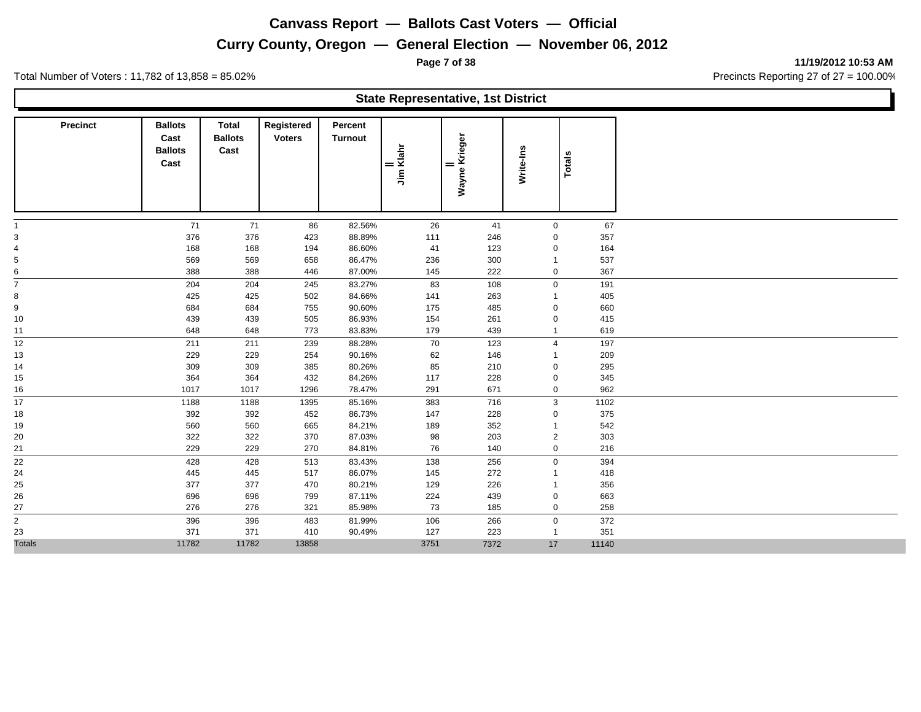# Canvass Report — Ballots Cast Voters — Official

## Curry County, Oregon — General Election — November 06, 2012

11/19/2012 10:53 AM

Total Number of Voters : 11,782 of 13,858 = 85.02%

Precincts Reporting 27 of 27 = 100.00%

### State Representative, 1st District

| Precinct | Ballots Cast Ballots Cast | Total Ballots Cast | Registered Voters | Percent Turnout | II Jim Klahr | II Wayne Krieger | Write-Ins | Totals |
|---|---|---|---|---|---|---|---|---|
| 1 | 71 | 71 | 86 | 82.56% | 26 | 41 | 0 | 67 |
| 3 | 376 | 376 | 423 | 88.89% | 111 | 246 | 0 | 357 |
| 4 | 168 | 168 | 194 | 86.60% | 41 | 123 | 0 | 164 |
| 5 | 569 | 569 | 658 | 86.47% | 236 | 300 | 1 | 537 |
| 6 | 388 | 388 | 446 | 87.00% | 145 | 222 | 0 | 367 |
| 7 | 204 | 204 | 245 | 83.27% | 83 | 108 | 0 | 191 |
| 8 | 425 | 425 | 502 | 84.66% | 141 | 263 | 1 | 405 |
| 9 | 684 | 684 | 755 | 90.60% | 175 | 485 | 0 | 660 |
| 10 | 439 | 439 | 505 | 86.93% | 154 | 261 | 0 | 415 |
| 11 | 648 | 648 | 773 | 83.83% | 179 | 439 | 1 | 619 |
| 12 | 211 | 211 | 239 | 88.28% | 70 | 123 | 4 | 197 |
| 13 | 229 | 229 | 254 | 90.16% | 62 | 146 | 1 | 209 |
| 14 | 309 | 309 | 385 | 80.26% | 85 | 210 | 0 | 295 |
| 15 | 364 | 364 | 432 | 84.26% | 117 | 228 | 0 | 345 |
| 16 | 1017 | 1017 | 1296 | 78.47% | 291 | 671 | 0 | 962 |
| 17 | 1188 | 1188 | 1395 | 85.16% | 383 | 716 | 3 | 1102 |
| 18 | 392 | 392 | 452 | 86.73% | 147 | 228 | 0 | 375 |
| 19 | 560 | 560 | 665 | 84.21% | 189 | 352 | 1 | 542 |
| 20 | 322 | 322 | 370 | 87.03% | 98 | 203 | 2 | 303 |
| 21 | 229 | 229 | 270 | 84.81% | 76 | 140 | 0 | 216 |
| 22 | 428 | 428 | 513 | 83.43% | 138 | 256 | 0 | 394 |
| 24 | 445 | 445 | 517 | 86.07% | 145 | 272 | 1 | 418 |
| 25 | 377 | 377 | 470 | 80.21% | 129 | 226 | 1 | 356 |
| 26 | 696 | 696 | 799 | 87.11% | 224 | 439 | 0 | 663 |
| 27 | 276 | 276 | 321 | 85.98% | 73 | 185 | 0 | 258 |
| 2 | 396 | 396 | 483 | 81.99% | 106 | 266 | 0 | 372 |
| 23 | 371 | 371 | 410 | 90.49% | 127 | 223 | 1 | 351 |
| Totals | 11782 | 11782 | 13858 | | 3751 | 7372 | 17 | 11140 |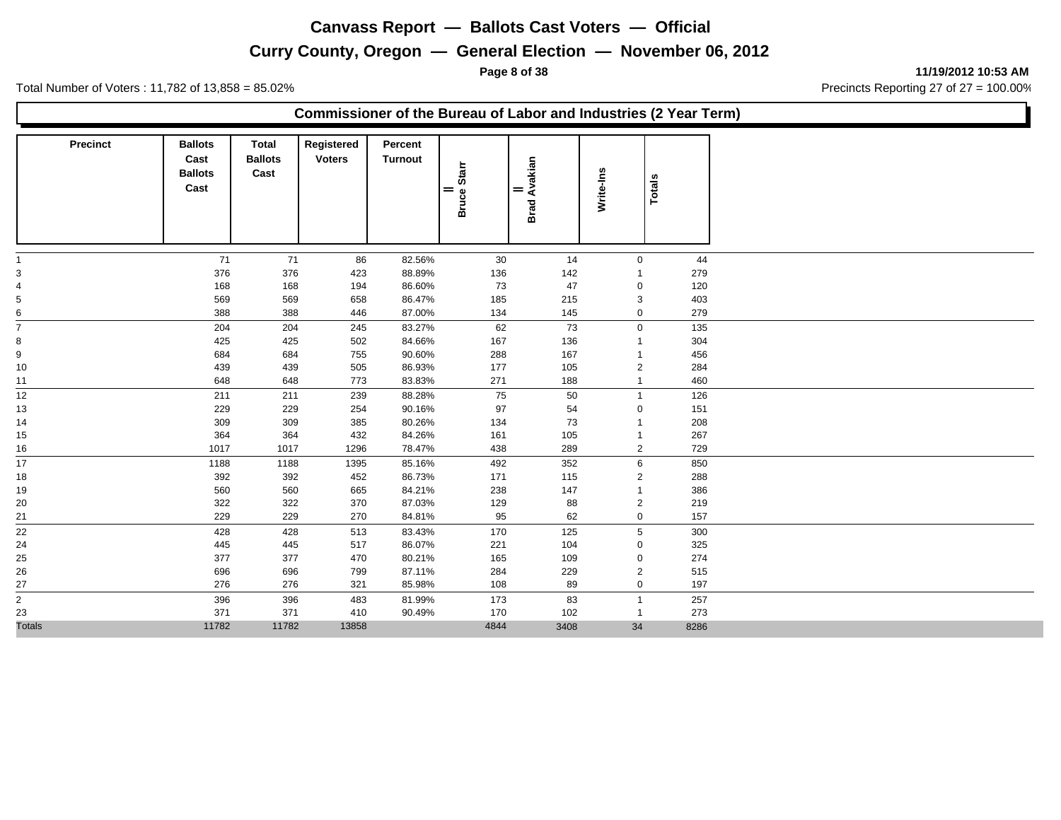# Canvass Report — Ballots Cast Voters — Official

# Curry County, Oregon — General Election — November 06, 2012

11/19/2012 10:53 AM

Total Number of Voters : 11,782 of 13,858 = 85.02%

Precincts Reporting 27 of 27 = 100.00%

## Commissioner of the Bureau of Labor and Industries (2 Year Term)

| Precinct | Ballots Cast Ballots Cast | Total Ballots Cast | Registered Voters | Percent Turnout | II Bruce Starr | II Brad Avakian | Write-Ins | Totals |
|---|---|---|---|---|---|---|---|---|
| 1 | 71 | 71 | 86 | 82.56% | 30 | 14 | 0 | 44 |
| 3 | 376 | 376 | 423 | 88.89% | 136 | 142 | 1 | 279 |
| 4 | 168 | 168 | 194 | 86.60% | 73 | 47 | 0 | 120 |
| 5 | 569 | 569 | 658 | 86.47% | 185 | 215 | 3 | 403 |
| 6 | 388 | 388 | 446 | 87.00% | 134 | 145 | 0 | 279 |
| 7 | 204 | 204 | 245 | 83.27% | 62 | 73 | 0 | 135 |
| 8 | 425 | 425 | 502 | 84.66% | 167 | 136 | 1 | 304 |
| 9 | 684 | 684 | 755 | 90.60% | 288 | 167 | 1 | 456 |
| 10 | 439 | 439 | 505 | 86.93% | 177 | 105 | 2 | 284 |
| 11 | 648 | 648 | 773 | 83.83% | 271 | 188 | 1 | 460 |
| 12 | 211 | 211 | 239 | 88.28% | 75 | 50 | 1 | 126 |
| 13 | 229 | 229 | 254 | 90.16% | 97 | 54 | 0 | 151 |
| 14 | 309 | 309 | 385 | 80.26% | 134 | 73 | 1 | 208 |
| 15 | 364 | 364 | 432 | 84.26% | 161 | 105 | 1 | 267 |
| 16 | 1017 | 1017 | 1296 | 78.47% | 438 | 289 | 2 | 729 |
| 17 | 1188 | 1188 | 1395 | 85.16% | 492 | 352 | 6 | 850 |
| 18 | 392 | 392 | 452 | 86.73% | 171 | 115 | 2 | 288 |
| 19 | 560 | 560 | 665 | 84.21% | 238 | 147 | 1 | 386 |
| 20 | 322 | 322 | 370 | 87.03% | 129 | 88 | 2 | 219 |
| 21 | 229 | 229 | 270 | 84.81% | 95 | 62 | 0 | 157 |
| 22 | 428 | 428 | 513 | 83.43% | 170 | 125 | 5 | 300 |
| 24 | 445 | 445 | 517 | 86.07% | 221 | 104 | 0 | 325 |
| 25 | 377 | 377 | 470 | 80.21% | 165 | 109 | 0 | 274 |
| 26 | 696 | 696 | 799 | 87.11% | 284 | 229 | 2 | 515 |
| 27 | 276 | 276 | 321 | 85.98% | 108 | 89 | 0 | 197 |
| 2 | 396 | 396 | 483 | 81.99% | 173 | 83 | 1 | 257 |
| 23 | 371 | 371 | 410 | 90.49% | 170 | 102 | 1 | 273 |
| Totals | 11782 | 11782 | 13858 | | 4844 | 3408 | 34 | 8286 |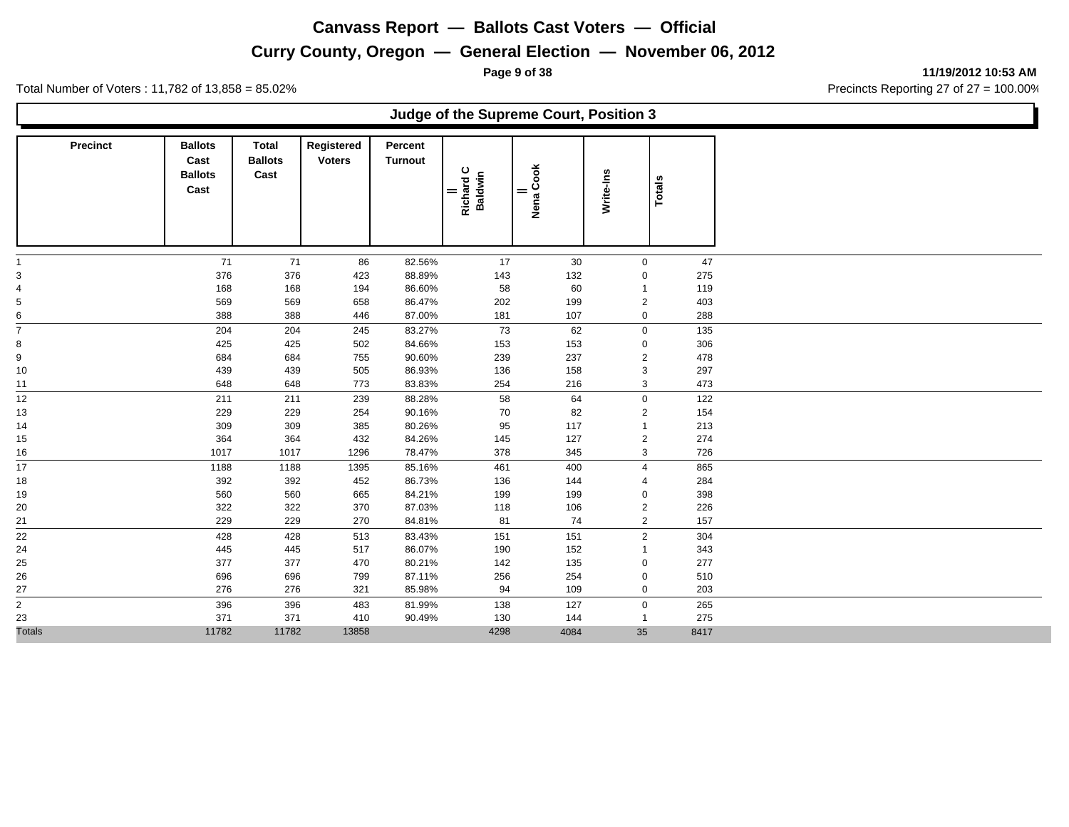# Canvass Report — Ballots Cast Voters — Official

## Curry County, Oregon — General Election — November 06, 2012

11/19/2012 10:53 AM

Total Number of Voters : 11,782 of 13,858 = 85.02%

Precincts Reporting 27 of 27 = 100.00%

### Judge of the Supreme Court, Position 3

| Precinct | Ballots Cast Ballots Cast | Total Ballots Cast | Registered Voters | Percent Turnout | II Richard C Baldwin | II Nena Cook | Write-Ins | Totals |
|---|---|---|---|---|---|---|---|---|
| 1 | 71 | 71 | 86 | 82.56% | 17 | 30 | 0 | 47 |
| 3 | 376 | 376 | 423 | 88.89% | 143 | 132 | 0 | 275 |
| 4 | 168 | 168 | 194 | 86.60% | 58 | 60 | 1 | 119 |
| 5 | 569 | 569 | 658 | 86.47% | 202 | 199 | 2 | 403 |
| 6 | 388 | 388 | 446 | 87.00% | 181 | 107 | 0 | 288 |
| 7 | 204 | 204 | 245 | 83.27% | 73 | 62 | 0 | 135 |
| 8 | 425 | 425 | 502 | 84.66% | 153 | 153 | 0 | 306 |
| 9 | 684 | 684 | 755 | 90.60% | 239 | 237 | 2 | 478 |
| 10 | 439 | 439 | 505 | 86.93% | 136 | 158 | 3 | 297 |
| 11 | 648 | 648 | 773 | 83.83% | 254 | 216 | 3 | 473 |
| 12 | 211 | 211 | 239 | 88.28% | 58 | 64 | 0 | 122 |
| 13 | 229 | 229 | 254 | 90.16% | 70 | 82 | 2 | 154 |
| 14 | 309 | 309 | 385 | 80.26% | 95 | 117 | 1 | 213 |
| 15 | 364 | 364 | 432 | 84.26% | 145 | 127 | 2 | 274 |
| 16 | 1017 | 1017 | 1296 | 78.47% | 378 | 345 | 3 | 726 |
| 17 | 1188 | 1188 | 1395 | 85.16% | 461 | 400 | 4 | 865 |
| 18 | 392 | 392 | 452 | 86.73% | 136 | 144 | 4 | 284 |
| 19 | 560 | 560 | 665 | 84.21% | 199 | 199 | 0 | 398 |
| 20 | 322 | 322 | 370 | 87.03% | 118 | 106 | 2 | 226 |
| 21 | 229 | 229 | 270 | 84.81% | 81 | 74 | 2 | 157 |
| 22 | 428 | 428 | 513 | 83.43% | 151 | 151 | 2 | 304 |
| 24 | 445 | 445 | 517 | 86.07% | 190 | 152 | 1 | 343 |
| 25 | 377 | 377 | 470 | 80.21% | 142 | 135 | 0 | 277 |
| 26 | 696 | 696 | 799 | 87.11% | 256 | 254 | 0 | 510 |
| 27 | 276 | 276 | 321 | 85.98% | 94 | 109 | 0 | 203 |
| 2 | 396 | 396 | 483 | 81.99% | 138 | 127 | 0 | 265 |
| 23 | 371 | 371 | 410 | 90.49% | 130 | 144 | 1 | 275 |
| Totals | 11782 | 11782 | 13858 | | 4298 | 4084 | 35 | 8417 |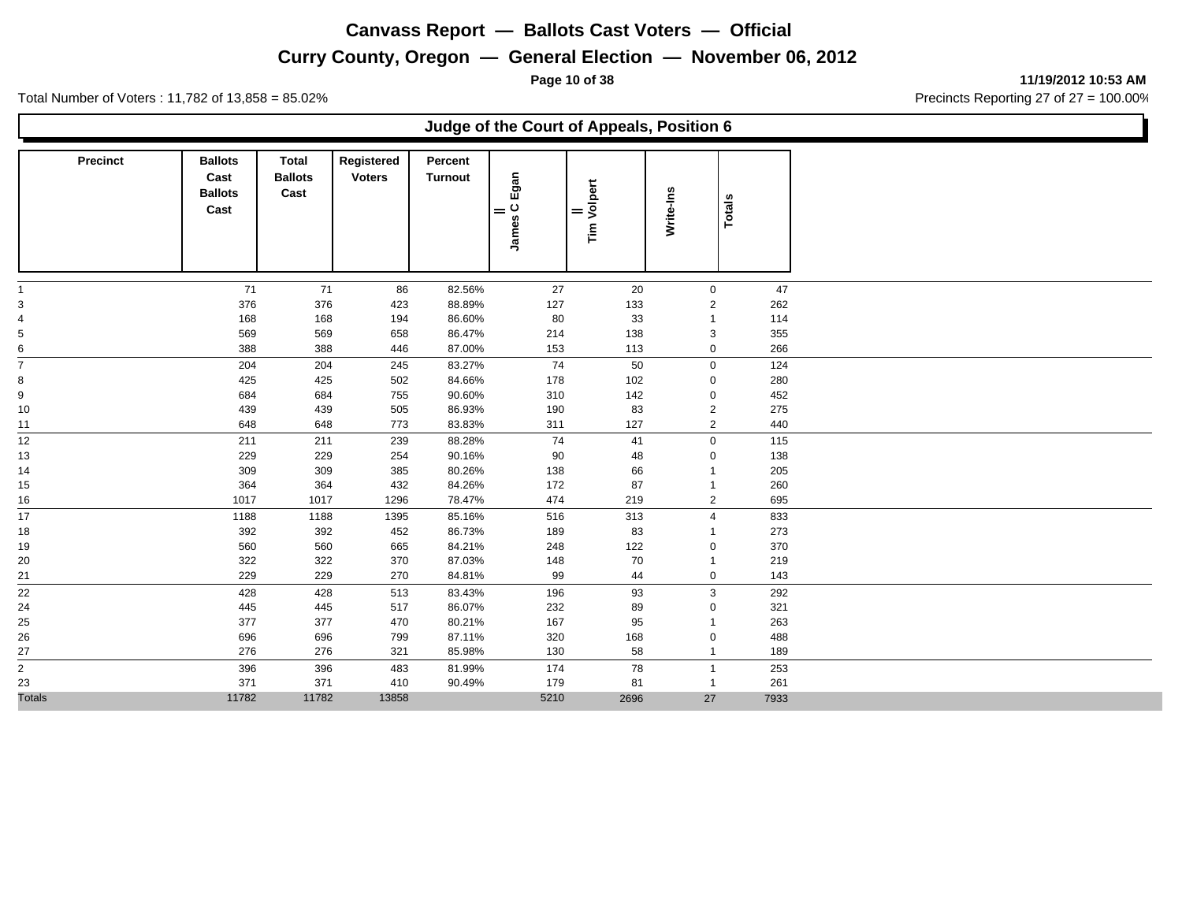# Canvass Report — Ballots Cast Voters — Official

## Curry County, Oregon — General Election — November 06, 2012

11/19/2012 10:53 AM

Total Number of Voters : 11,782 of 13,858 = 85.02%

Precincts Reporting 27 of 27 = 100.00%

### Judge of the Court of Appeals, Position 6

| Precinct | Ballots Cast Ballots Cast | Total Ballots Cast | Registered Voters | Percent Turnout | James C Egan | Tim Volpert | Write-Ins | Totals |
|---|---|---|---|---|---|---|---|---|
| 1 | 71 | 71 | 86 | 82.56% | 27 | 20 | 0 | 47 |
| 3 | 376 | 376 | 423 | 88.89% | 127 | 133 | 2 | 262 |
| 4 | 168 | 168 | 194 | 86.60% | 80 | 33 | 1 | 114 |
| 5 | 569 | 569 | 658 | 86.47% | 214 | 138 | 3 | 355 |
| 6 | 388 | 388 | 446 | 87.00% | 153 | 113 | 0 | 266 |
| 7 | 204 | 204 | 245 | 83.27% | 74 | 50 | 0 | 124 |
| 8 | 425 | 425 | 502 | 84.66% | 178 | 102 | 0 | 280 |
| 9 | 684 | 684 | 755 | 90.60% | 310 | 142 | 0 | 452 |
| 10 | 439 | 439 | 505 | 86.93% | 190 | 83 | 2 | 275 |
| 11 | 648 | 648 | 773 | 83.83% | 311 | 127 | 2 | 440 |
| 12 | 211 | 211 | 239 | 88.28% | 74 | 41 | 0 | 115 |
| 13 | 229 | 229 | 254 | 90.16% | 90 | 48 | 0 | 138 |
| 14 | 309 | 309 | 385 | 80.26% | 138 | 66 | 1 | 205 |
| 15 | 364 | 364 | 432 | 84.26% | 172 | 87 | 1 | 260 |
| 16 | 1017 | 1017 | 1296 | 78.47% | 474 | 219 | 2 | 695 |
| 17 | 1188 | 1188 | 1395 | 85.16% | 516 | 313 | 4 | 833 |
| 18 | 392 | 392 | 452 | 86.73% | 189 | 83 | 1 | 273 |
| 19 | 560 | 560 | 665 | 84.21% | 248 | 122 | 0 | 370 |
| 20 | 322 | 322 | 370 | 87.03% | 148 | 70 | 1 | 219 |
| 21 | 229 | 229 | 270 | 84.81% | 99 | 44 | 0 | 143 |
| 22 | 428 | 428 | 513 | 83.43% | 196 | 93 | 3 | 292 |
| 24 | 445 | 445 | 517 | 86.07% | 232 | 89 | 0 | 321 |
| 25 | 377 | 377 | 470 | 80.21% | 167 | 95 | 1 | 263 |
| 26 | 696 | 696 | 799 | 87.11% | 320 | 168 | 0 | 488 |
| 27 | 276 | 276 | 321 | 85.98% | 130 | 58 | 1 | 189 |
| 2 | 396 | 396 | 483 | 81.99% | 174 | 78 | 1 | 253 |
| 23 | 371 | 371 | 410 | 90.49% | 179 | 81 | 1 | 261 |
| Totals | 11782 | 11782 | 13858 | | 5210 | 2696 | 27 | 7933 |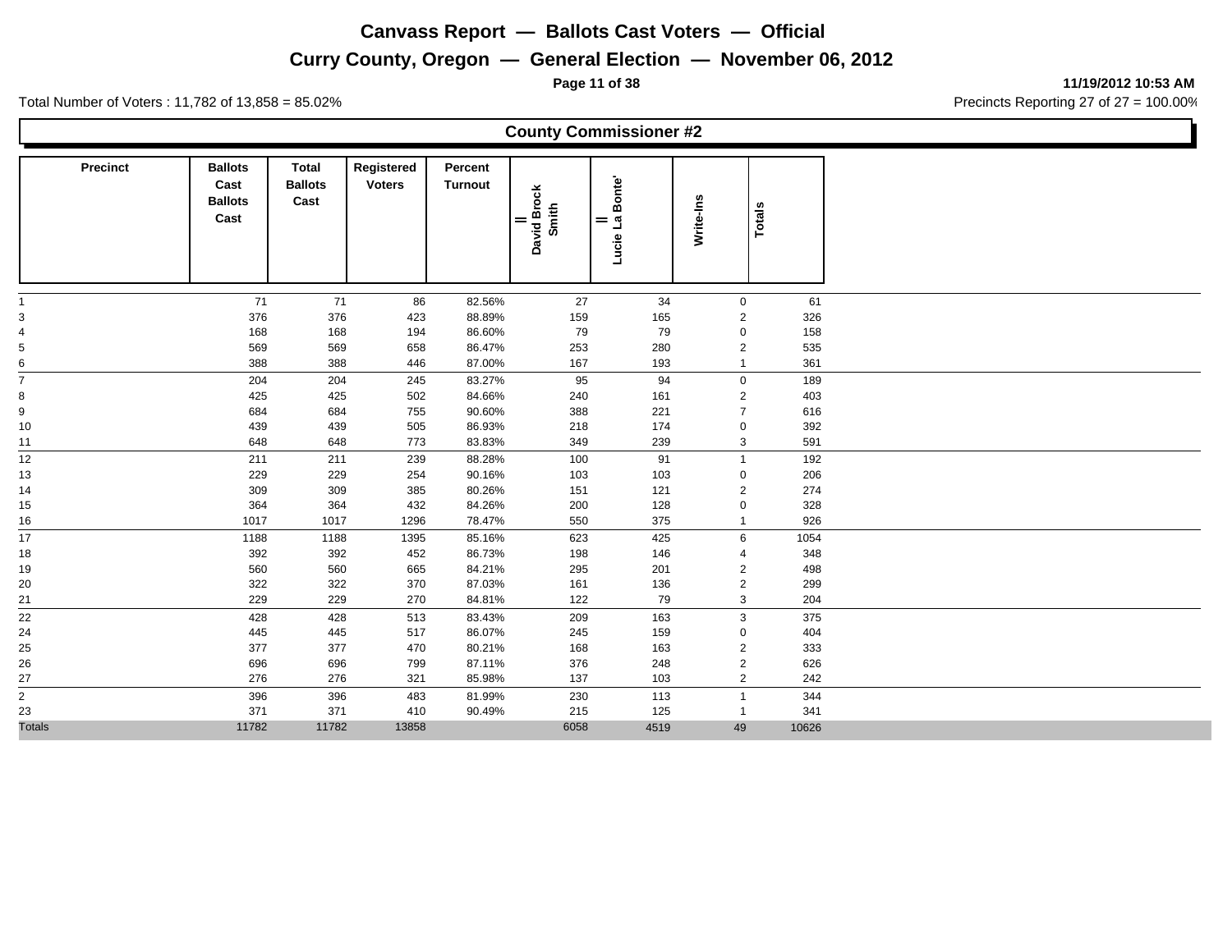# Canvass Report — Ballots Cast Voters — Official

## Curry County, Oregon — General Election — November 06, 2012

11/19/2012 10:53 AM

Total Number of Voters : 11,782 of 13,858 = 85.02%

Precincts Reporting 27 of 27 = 100.00%

### County Commissioner #2

| Precinct | Ballots Cast Ballots Cast | Total Ballots Cast | Registered Voters | Percent Turnout | David Brock Smith | Lucie La Bonte' | Write-Ins | Totals |
|---|---|---|---|---|---|---|---|---|
| 1 | 71 | 71 | 86 | 82.56% | 27 | 34 | 0 | 61 |
| 3 | 376 | 376 | 423 | 88.89% | 159 | 165 | 2 | 326 |
| 4 | 168 | 168 | 194 | 86.60% | 79 | 79 | 0 | 158 |
| 5 | 569 | 569 | 658 | 86.47% | 253 | 280 | 2 | 535 |
| 6 | 388 | 388 | 446 | 87.00% | 167 | 193 | 1 | 361 |
| 7 | 204 | 204 | 245 | 83.27% | 95 | 94 | 0 | 189 |
| 8 | 425 | 425 | 502 | 84.66% | 240 | 161 | 2 | 403 |
| 9 | 684 | 684 | 755 | 90.60% | 388 | 221 | 7 | 616 |
| 10 | 439 | 439 | 505 | 86.93% | 218 | 174 | 0 | 392 |
| 11 | 648 | 648 | 773 | 83.83% | 349 | 239 | 3 | 591 |
| 12 | 211 | 211 | 239 | 88.28% | 100 | 91 | 1 | 192 |
| 13 | 229 | 229 | 254 | 90.16% | 103 | 103 | 0 | 206 |
| 14 | 309 | 309 | 385 | 80.26% | 151 | 121 | 2 | 274 |
| 15 | 364 | 364 | 432 | 84.26% | 200 | 128 | 0 | 328 |
| 16 | 1017 | 1017 | 1296 | 78.47% | 550 | 375 | 1 | 926 |
| 17 | 1188 | 1188 | 1395 | 85.16% | 623 | 425 | 6 | 1054 |
| 18 | 392 | 392 | 452 | 86.73% | 198 | 146 | 4 | 348 |
| 19 | 560 | 560 | 665 | 84.21% | 295 | 201 | 2 | 498 |
| 20 | 322 | 322 | 370 | 87.03% | 161 | 136 | 2 | 299 |
| 21 | 229 | 229 | 270 | 84.81% | 122 | 79 | 3 | 204 |
| 22 | 428 | 428 | 513 | 83.43% | 209 | 163 | 3 | 375 |
| 24 | 445 | 445 | 517 | 86.07% | 245 | 159 | 0 | 404 |
| 25 | 377 | 377 | 470 | 80.21% | 168 | 163 | 2 | 333 |
| 26 | 696 | 696 | 799 | 87.11% | 376 | 248 | 2 | 626 |
| 27 | 276 | 276 | 321 | 85.98% | 137 | 103 | 2 | 242 |
| 2 | 396 | 396 | 483 | 81.99% | 230 | 113 | 1 | 344 |
| 23 | 371 | 371 | 410 | 90.49% | 215 | 125 | 1 | 341 |
| Totals | 11782 | 11782 | 13858 | | 6058 | 4519 | 49 | 10626 |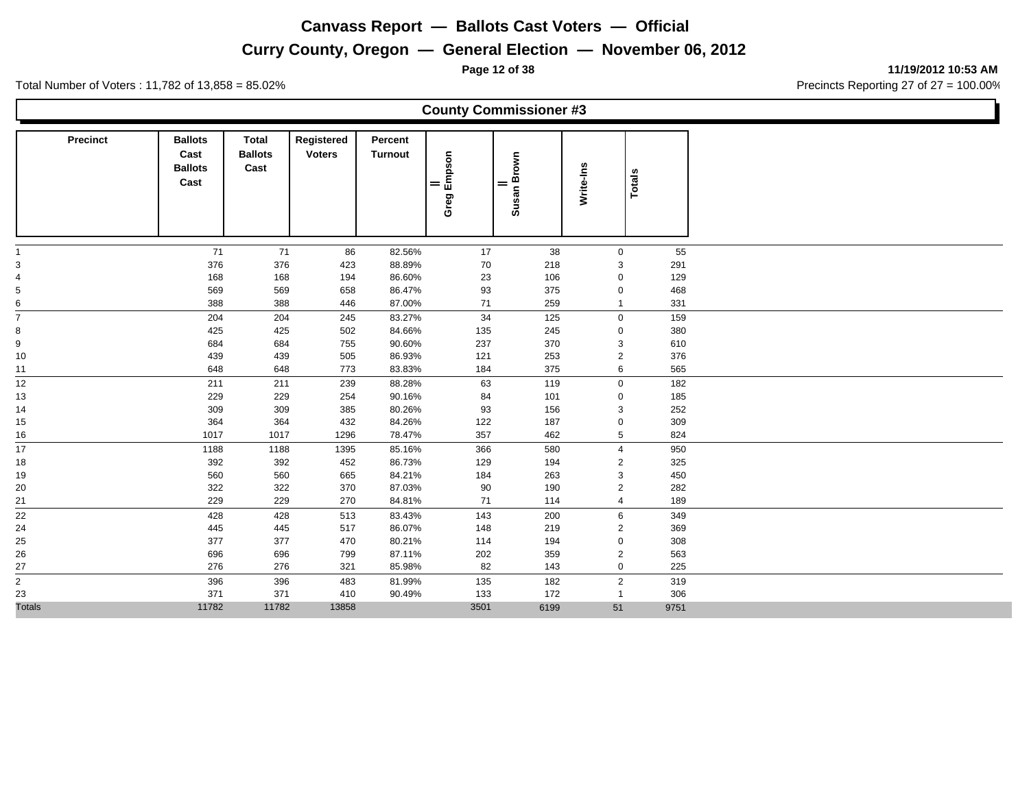# Canvass Report — Ballots Cast Voters — Official

## Curry County, Oregon — General Election — November 06, 2012

**11/19/2012 10:53 AM**

Total Number of Voters : 11,782 of 13,858 = 85.02%

Precincts Reporting 27 of 27 = 100.00%

### County Commissioner #3

| Precinct | Ballots Cast Ballots Cast | Total Ballots Cast | Registered Voters | Percent Turnout | Greg Empson | Susan Brown | Write-Ins | Totals |
|---|---|---|---|---|---|---|---|---|
| 1 | 71 | 71 | 86 | 82.56% | 17 | 38 | 0 | 55 |
| 3 | 376 | 376 | 423 | 88.89% | 70 | 218 | 3 | 291 |
| 4 | 168 | 168 | 194 | 86.60% | 23 | 106 | 0 | 129 |
| 5 | 569 | 569 | 658 | 86.47% | 93 | 375 | 0 | 468 |
| 6 | 388 | 388 | 446 | 87.00% | 71 | 259 | 1 | 331 |
| 7 | 204 | 204 | 245 | 83.27% | 34 | 125 | 0 | 159 |
| 8 | 425 | 425 | 502 | 84.66% | 135 | 245 | 0 | 380 |
| 9 | 684 | 684 | 755 | 90.60% | 237 | 370 | 3 | 610 |
| 10 | 439 | 439 | 505 | 86.93% | 121 | 253 | 2 | 376 |
| 11 | 648 | 648 | 773 | 83.83% | 184 | 375 | 6 | 565 |
| 12 | 211 | 211 | 239 | 88.28% | 63 | 119 | 0 | 182 |
| 13 | 229 | 229 | 254 | 90.16% | 84 | 101 | 0 | 185 |
| 14 | 309 | 309 | 385 | 80.26% | 93 | 156 | 3 | 252 |
| 15 | 364 | 364 | 432 | 84.26% | 122 | 187 | 0 | 309 |
| 16 | 1017 | 1017 | 1296 | 78.47% | 357 | 462 | 5 | 824 |
| 17 | 1188 | 1188 | 1395 | 85.16% | 366 | 580 | 4 | 950 |
| 18 | 392 | 392 | 452 | 86.73% | 129 | 194 | 2 | 325 |
| 19 | 560 | 560 | 665 | 84.21% | 184 | 263 | 3 | 450 |
| 20 | 322 | 322 | 370 | 87.03% | 90 | 190 | 2 | 282 |
| 21 | 229 | 229 | 270 | 84.81% | 71 | 114 | 4 | 189 |
| 22 | 428 | 428 | 513 | 83.43% | 143 | 200 | 6 | 349 |
| 24 | 445 | 445 | 517 | 86.07% | 148 | 219 | 2 | 369 |
| 25 | 377 | 377 | 470 | 80.21% | 114 | 194 | 0 | 308 |
| 26 | 696 | 696 | 799 | 87.11% | 202 | 359 | 2 | 563 |
| 27 | 276 | 276 | 321 | 85.98% | 82 | 143 | 0 | 225 |
| 2 | 396 | 396 | 483 | 81.99% | 135 | 182 | 2 | 319 |
| 23 | 371 | 371 | 410 | 90.49% | 133 | 172 | 1 | 306 |
| Totals | 11782 | 11782 | 13858 | | 3501 | 6199 | 51 | 9751 |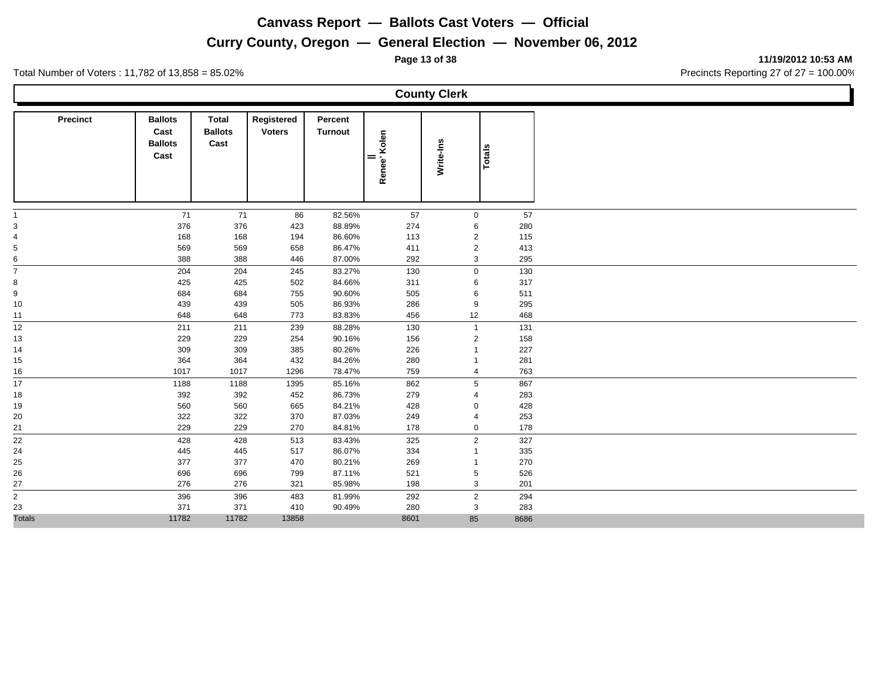# Canvass Report — Ballots Cast Voters — Official

## Curry County, Oregon — General Election — November 06, 2012

11/19/2012 10:53 AM

Total Number of Voters : 11,782 of 13,858 = 85.02%

Precincts Reporting 27 of 27 = 100.00%

### County Clerk

| Precinct | Ballots Cast Ballots Cast | Total Ballots Cast | Registered Voters | Percent Turnout | Renee' Kolen | Write-Ins | Totals |
|---|---|---|---|---|---|---|---|
| 1 | 71 | 71 | 86 | 82.56% | 57 | 0 | 57 |
| 3 | 376 | 376 | 423 | 88.89% | 274 | 6 | 280 |
| 4 | 168 | 168 | 194 | 86.60% | 113 | 2 | 115 |
| 5 | 569 | 569 | 658 | 86.47% | 411 | 2 | 413 |
| 6 | 388 | 388 | 446 | 87.00% | 292 | 3 | 295 |
| 7 | 204 | 204 | 245 | 83.27% | 130 | 0 | 130 |
| 8 | 425 | 425 | 502 | 84.66% | 311 | 6 | 317 |
| 9 | 684 | 684 | 755 | 90.60% | 505 | 6 | 511 |
| 10 | 439 | 439 | 505 | 86.93% | 286 | 9 | 295 |
| 11 | 648 | 648 | 773 | 83.83% | 456 | 12 | 468 |
| 12 | 211 | 211 | 239 | 88.28% | 130 | 1 | 131 |
| 13 | 229 | 229 | 254 | 90.16% | 156 | 2 | 158 |
| 14 | 309 | 309 | 385 | 80.26% | 226 | 1 | 227 |
| 15 | 364 | 364 | 432 | 84.26% | 280 | 1 | 281 |
| 16 | 1017 | 1017 | 1296 | 78.47% | 759 | 4 | 763 |
| 17 | 1188 | 1188 | 1395 | 85.16% | 862 | 5 | 867 |
| 18 | 392 | 392 | 452 | 86.73% | 279 | 4 | 283 |
| 19 | 560 | 560 | 665 | 84.21% | 428 | 0 | 428 |
| 20 | 322 | 322 | 370 | 87.03% | 249 | 4 | 253 |
| 21 | 229 | 229 | 270 | 84.81% | 178 | 0 | 178 |
| 22 | 428 | 428 | 513 | 83.43% | 325 | 2 | 327 |
| 24 | 445 | 445 | 517 | 86.07% | 334 | 1 | 335 |
| 25 | 377 | 377 | 470 | 80.21% | 269 | 1 | 270 |
| 26 | 696 | 696 | 799 | 87.11% | 521 | 5 | 526 |
| 27 | 276 | 276 | 321 | 85.98% | 198 | 3 | 201 |
| 2 | 396 | 396 | 483 | 81.99% | 292 | 2 | 294 |
| 23 | 371 | 371 | 410 | 90.49% | 280 | 3 | 283 |
| Totals | 11782 | 11782 | 13858 | | 8601 | 85 | 8686 |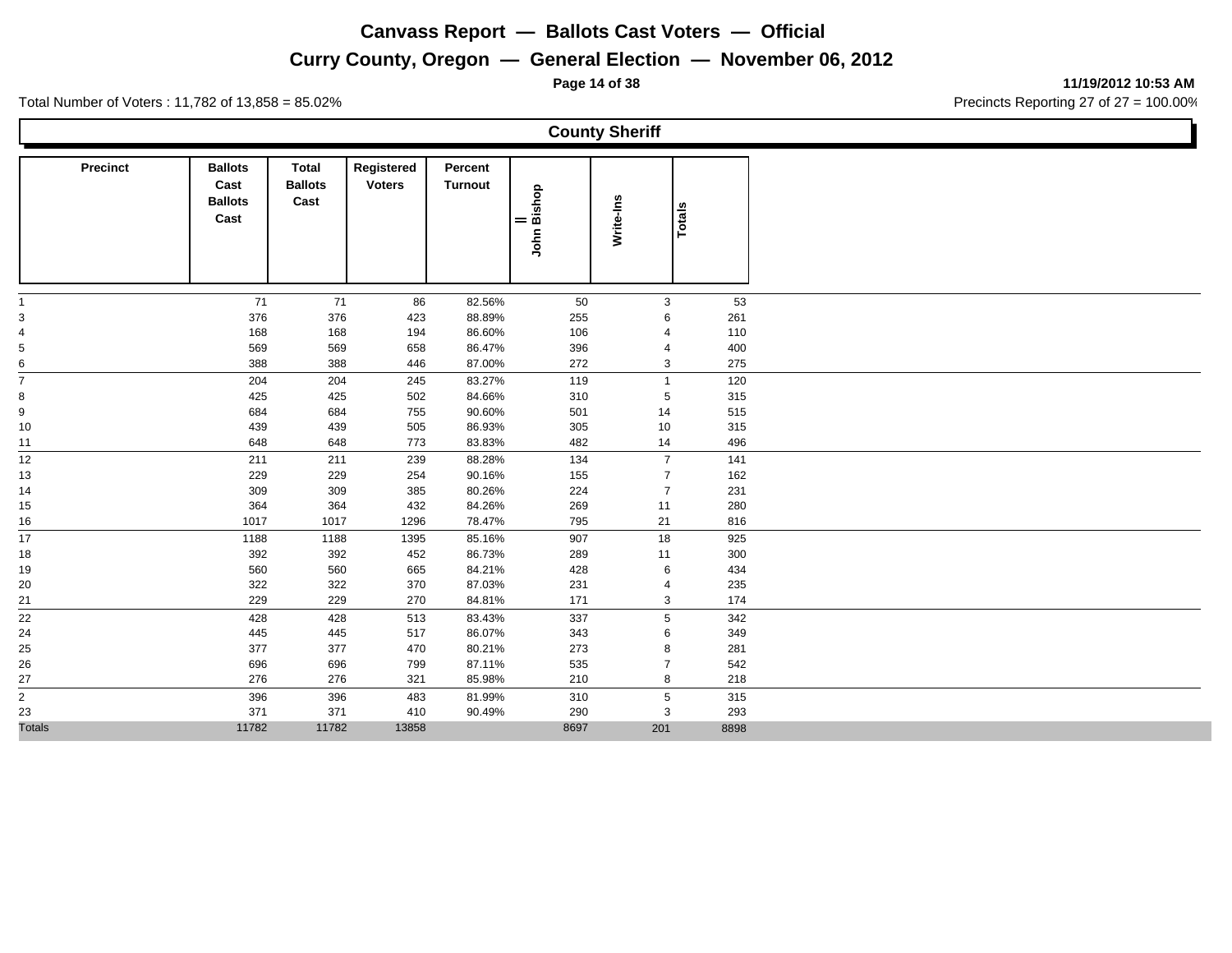# Canvass Report — Ballots Cast Voters — Official

## Curry County, Oregon — General Election — November 06, 2012

11/19/2012 10:53 AM

Total Number of Voters : 11,782 of 13,858 = 85.02%

Precincts Reporting 27 of 27 = 100.00%

### County Sheriff

| Precinct | Ballots Cast Ballots Cast | Total Ballots Cast | Registered Voters | Percent Turnout | John Bishop | Write-Ins | Totals |
|---|---|---|---|---|---|---|---|
| 1 | 71 | 71 | 86 | 82.56% | 50 | 3 | 53 |
| 3 | 376 | 376 | 423 | 88.89% | 255 | 6 | 261 |
| 4 | 168 | 168 | 194 | 86.60% | 106 | 4 | 110 |
| 5 | 569 | 569 | 658 | 86.47% | 396 | 4 | 400 |
| 6 | 388 | 388 | 446 | 87.00% | 272 | 3 | 275 |
| 7 | 204 | 204 | 245 | 83.27% | 119 | 1 | 120 |
| 8 | 425 | 425 | 502 | 84.66% | 310 | 5 | 315 |
| 9 | 684 | 684 | 755 | 90.60% | 501 | 14 | 515 |
| 10 | 439 | 439 | 505 | 86.93% | 305 | 10 | 315 |
| 11 | 648 | 648 | 773 | 83.83% | 482 | 14 | 496 |
| 12 | 211 | 211 | 239 | 88.28% | 134 | 7 | 141 |
| 13 | 229 | 229 | 254 | 90.16% | 155 | 7 | 162 |
| 14 | 309 | 309 | 385 | 80.26% | 224 | 7 | 231 |
| 15 | 364 | 364 | 432 | 84.26% | 269 | 11 | 280 |
| 16 | 1017 | 1017 | 1296 | 78.47% | 795 | 21 | 816 |
| 17 | 1188 | 1188 | 1395 | 85.16% | 907 | 18 | 925 |
| 18 | 392 | 392 | 452 | 86.73% | 289 | 11 | 300 |
| 19 | 560 | 560 | 665 | 84.21% | 428 | 6 | 434 |
| 20 | 322 | 322 | 370 | 87.03% | 231 | 4 | 235 |
| 21 | 229 | 229 | 270 | 84.81% | 171 | 3 | 174 |
| 22 | 428 | 428 | 513 | 83.43% | 337 | 5 | 342 |
| 24 | 445 | 445 | 517 | 86.07% | 343 | 6 | 349 |
| 25 | 377 | 377 | 470 | 80.21% | 273 | 8 | 281 |
| 26 | 696 | 696 | 799 | 87.11% | 535 | 7 | 542 |
| 27 | 276 | 276 | 321 | 85.98% | 210 | 8 | 218 |
| 2 | 396 | 396 | 483 | 81.99% | 310 | 5 | 315 |
| 23 | 371 | 371 | 410 | 90.49% | 290 | 3 | 293 |
| Totals | 11782 | 11782 | 13858 | | 8697 | 201 | 8898 |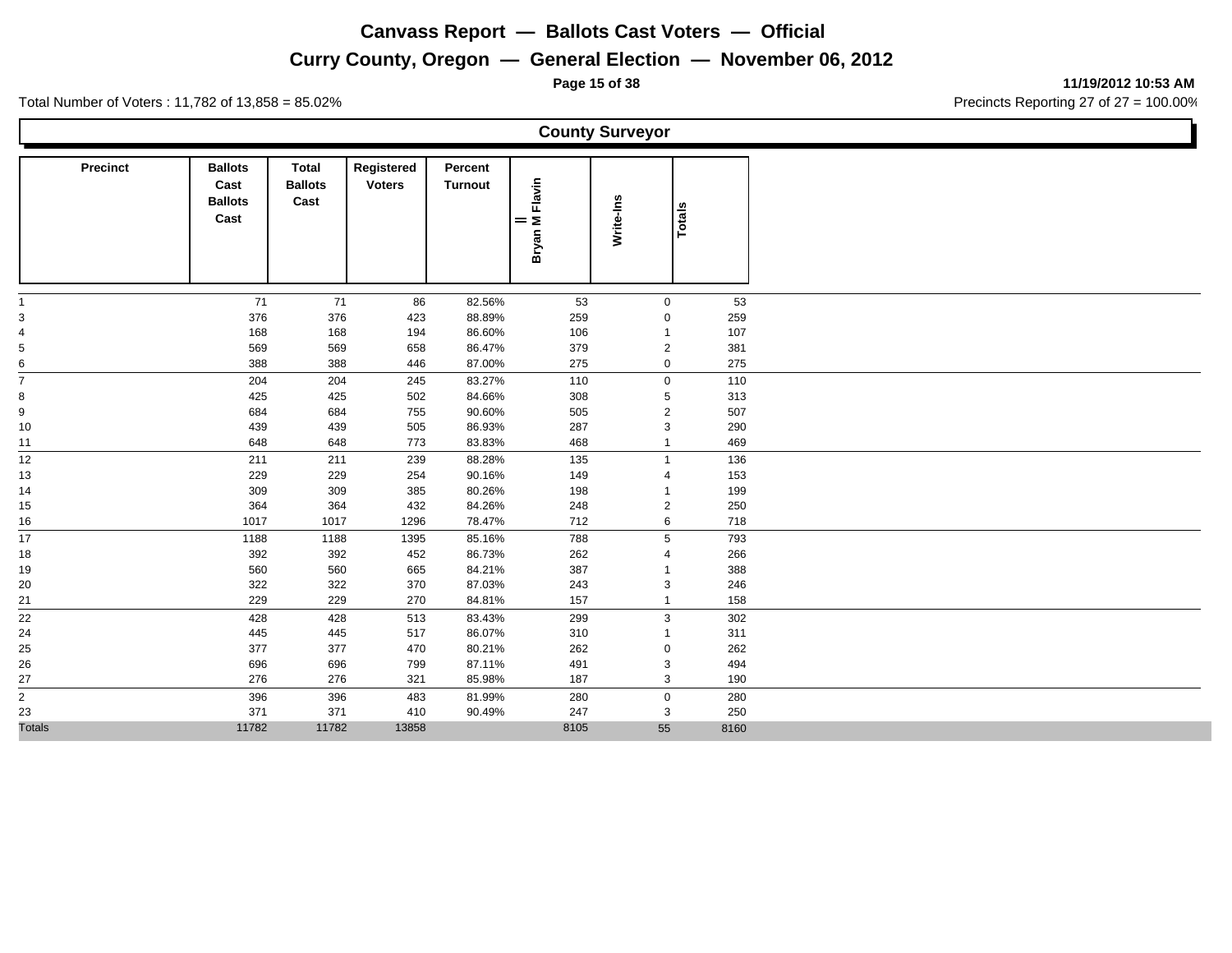# Canvass Report — Ballots Cast Voters — Official

## Curry County, Oregon — General Election — November 06, 2012

11/19/2012 10:53 AM

Total Number of Voters : 11,782 of 13,858 = 85.02%

Precincts Reporting 27 of 27 = 100.00%

### County Surveyor

| Precinct | Ballots Cast Ballots Cast | Total Ballots Cast | Registered Voters | Percent Turnout | Bryan M Flavin II | Write-Ins | Totals |
|---|---|---|---|---|---|---|---|
| 1 | 71 | 71 | 86 | 82.56% | 53 | 0 | 53 |
| 3 | 376 | 376 | 423 | 88.89% | 259 | 0 | 259 |
| 4 | 168 | 168 | 194 | 86.60% | 106 | 1 | 107 |
| 5 | 569 | 569 | 658 | 86.47% | 379 | 2 | 381 |
| 6 | 388 | 388 | 446 | 87.00% | 275 | 0 | 275 |
| 7 | 204 | 204 | 245 | 83.27% | 110 | 0 | 110 |
| 8 | 425 | 425 | 502 | 84.66% | 308 | 5 | 313 |
| 9 | 684 | 684 | 755 | 90.60% | 505 | 2 | 507 |
| 10 | 439 | 439 | 505 | 86.93% | 287 | 3 | 290 |
| 11 | 648 | 648 | 773 | 83.83% | 468 | 1 | 469 |
| 12 | 211 | 211 | 239 | 88.28% | 135 | 1 | 136 |
| 13 | 229 | 229 | 254 | 90.16% | 149 | 4 | 153 |
| 14 | 309 | 309 | 385 | 80.26% | 198 | 1 | 199 |
| 15 | 364 | 364 | 432 | 84.26% | 248 | 2 | 250 |
| 16 | 1017 | 1017 | 1296 | 78.47% | 712 | 6 | 718 |
| 17 | 1188 | 1188 | 1395 | 85.16% | 788 | 5 | 793 |
| 18 | 392 | 392 | 452 | 86.73% | 262 | 4 | 266 |
| 19 | 560 | 560 | 665 | 84.21% | 387 | 1 | 388 |
| 20 | 322 | 322 | 370 | 87.03% | 243 | 3 | 246 |
| 21 | 229 | 229 | 270 | 84.81% | 157 | 1 | 158 |
| 22 | 428 | 428 | 513 | 83.43% | 299 | 3 | 302 |
| 24 | 445 | 445 | 517 | 86.07% | 310 | 1 | 311 |
| 25 | 377 | 377 | 470 | 80.21% | 262 | 0 | 262 |
| 26 | 696 | 696 | 799 | 87.11% | 491 | 3 | 494 |
| 27 | 276 | 276 | 321 | 85.98% | 187 | 3 | 190 |
| 2 | 396 | 396 | 483 | 81.99% | 280 | 0 | 280 |
| 23 | 371 | 371 | 410 | 90.49% | 247 | 3 | 250 |
| Totals | 11782 | 11782 | 13858 | | 8105 | 55 | 8160 |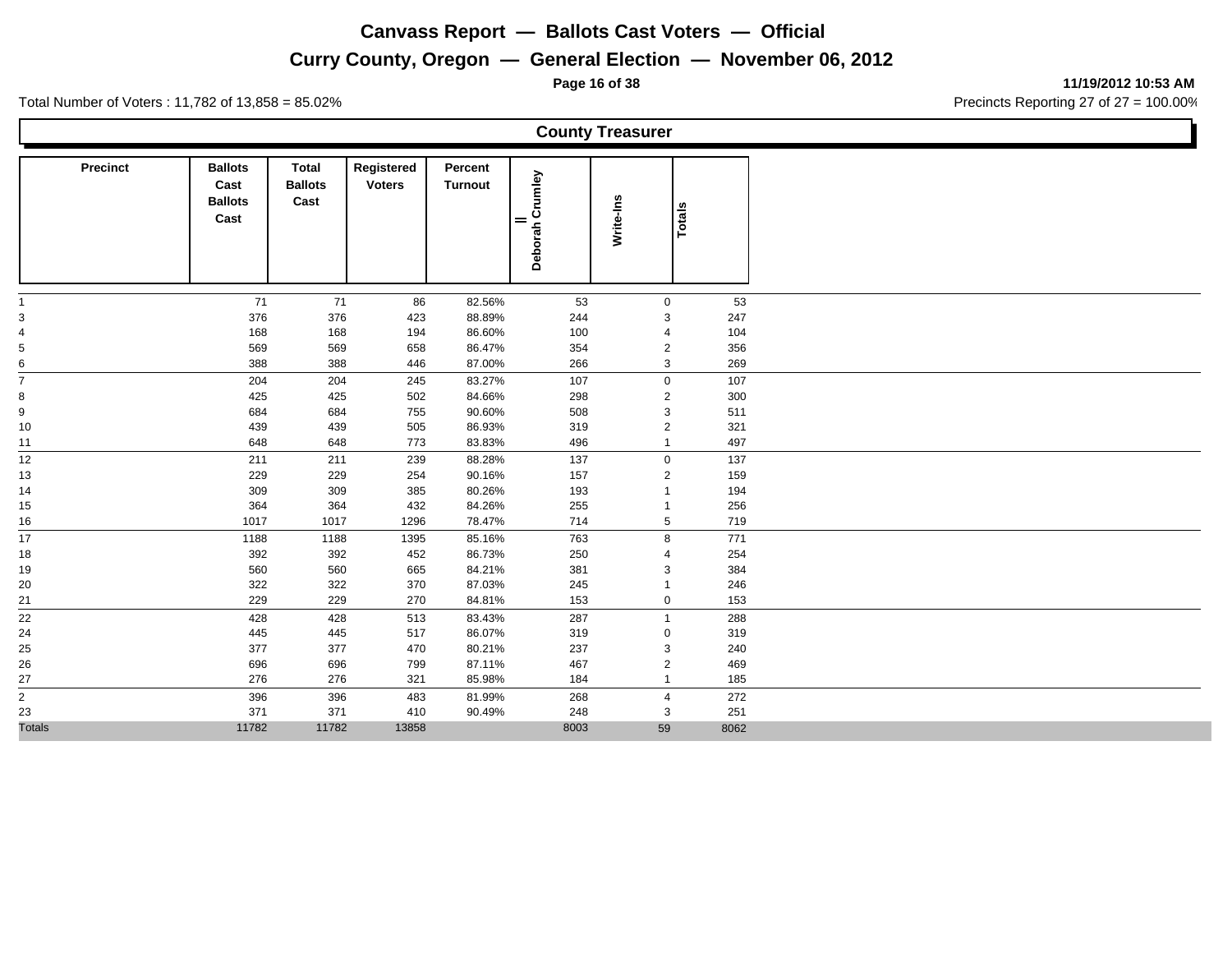# Canvass Report — Ballots Cast Voters — Official

## Curry County, Oregon — General Election — November 06, 2012

11/19/2012 10:53 AM

Total Number of Voters : 11,782 of 13,858 = 85.02%

Precincts Reporting 27 of 27 = 100.00%

### County Treasurer

| Precinct | Ballots Cast Ballots Cast | Total Ballots Cast | Registered Voters | Percent Turnout | Deborah Crumley | Write-Ins | Totals |
|---|---|---|---|---|---|---|---|
| 1 | 71 | 71 | 86 | 82.56% | 53 | 0 | 53 |
| 3 | 376 | 376 | 423 | 88.89% | 244 | 3 | 247 |
| 4 | 168 | 168 | 194 | 86.60% | 100 | 4 | 104 |
| 5 | 569 | 569 | 658 | 86.47% | 354 | 2 | 356 |
| 6 | 388 | 388 | 446 | 87.00% | 266 | 3 | 269 |
| 7 | 204 | 204 | 245 | 83.27% | 107 | 0 | 107 |
| 8 | 425 | 425 | 502 | 84.66% | 298 | 2 | 300 |
| 9 | 684 | 684 | 755 | 90.60% | 508 | 3 | 511 |
| 10 | 439 | 439 | 505 | 86.93% | 319 | 2 | 321 |
| 11 | 648 | 648 | 773 | 83.83% | 496 | 1 | 497 |
| 12 | 211 | 211 | 239 | 88.28% | 137 | 0 | 137 |
| 13 | 229 | 229 | 254 | 90.16% | 157 | 2 | 159 |
| 14 | 309 | 309 | 385 | 80.26% | 193 | 1 | 194 |
| 15 | 364 | 364 | 432 | 84.26% | 255 | 1 | 256 |
| 16 | 1017 | 1017 | 1296 | 78.47% | 714 | 5 | 719 |
| 17 | 1188 | 1188 | 1395 | 85.16% | 763 | 8 | 771 |
| 18 | 392 | 392 | 452 | 86.73% | 250 | 4 | 254 |
| 19 | 560 | 560 | 665 | 84.21% | 381 | 3 | 384 |
| 20 | 322 | 322 | 370 | 87.03% | 245 | 1 | 246 |
| 21 | 229 | 229 | 270 | 84.81% | 153 | 0 | 153 |
| 22 | 428 | 428 | 513 | 83.43% | 287 | 1 | 288 |
| 24 | 445 | 445 | 517 | 86.07% | 319 | 0 | 319 |
| 25 | 377 | 377 | 470 | 80.21% | 237 | 3 | 240 |
| 26 | 696 | 696 | 799 | 87.11% | 467 | 2 | 469 |
| 27 | 276 | 276 | 321 | 85.98% | 184 | 1 | 185 |
| 2 | 396 | 396 | 483 | 81.99% | 268 | 4 | 272 |
| 23 | 371 | 371 | 410 | 90.49% | 248 | 3 | 251 |
| Totals | 11782 | 11782 | 13858 | | 8003 | 59 | 8062 |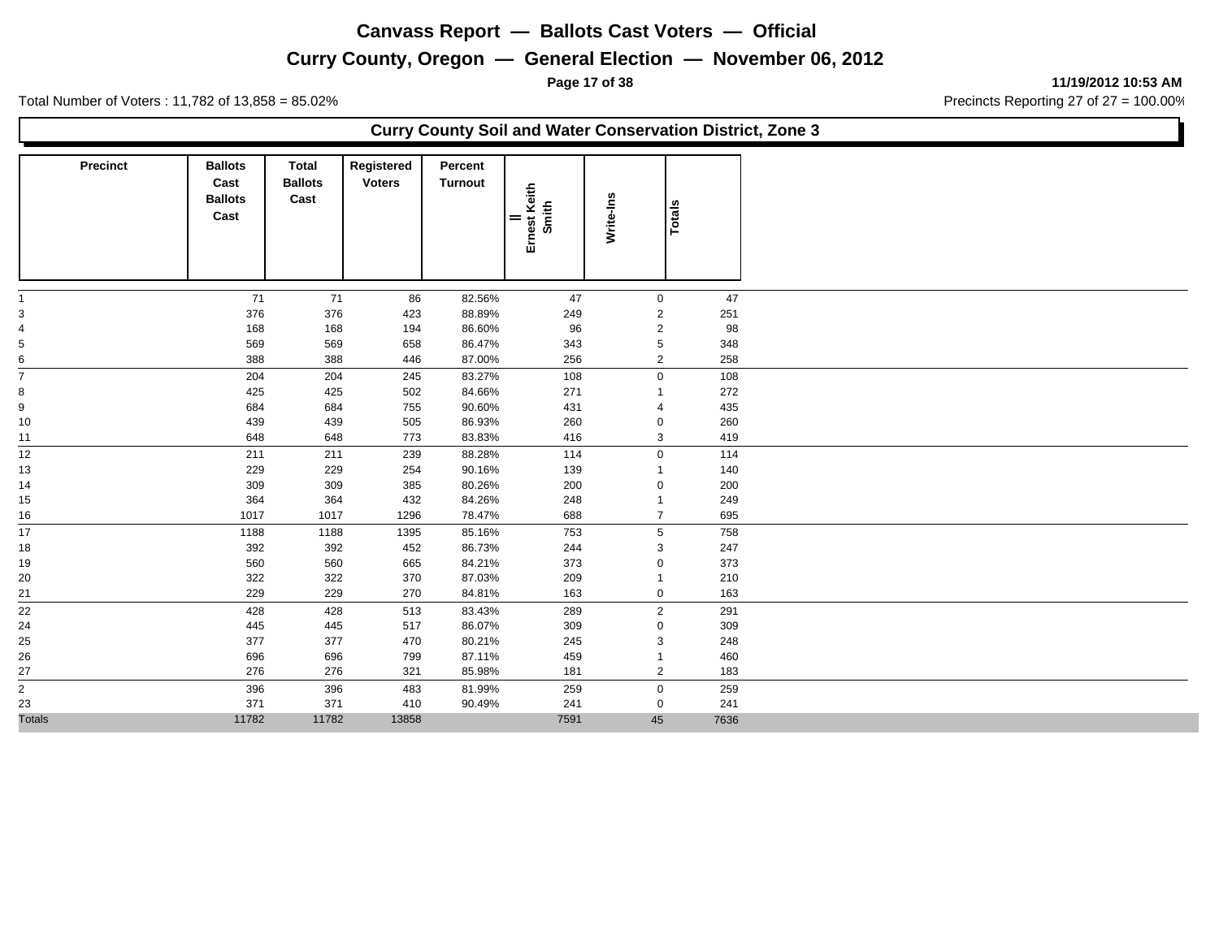# Canvass Report — Ballots Cast Voters — Official

## Curry County, Oregon — General Election — November 06, 2012

11/19/2012 10:53 AM

Total Number of Voters : 11,782 of 13,858 = 85.02%

Precincts Reporting 27 of 27 = 100.00%

### Curry County Soil and Water Conservation District, Zone 3

| Precinct | Ballots Cast Ballots Cast | Total Ballots Cast | Registered Voters | Percent Turnout | Ernest Keith Smith II | Write-Ins | Totals |
|---|---|---|---|---|---|---|---|
| 1 | 71 | 71 | 86 | 82.56% | 47 | 0 | 47 |
| 3 | 376 | 376 | 423 | 88.89% | 249 | 2 | 251 |
| 4 | 168 | 168 | 194 | 86.60% | 96 | 2 | 98 |
| 5 | 569 | 569 | 658 | 86.47% | 343 | 5 | 348 |
| 6 | 388 | 388 | 446 | 87.00% | 256 | 2 | 258 |
| 7 | 204 | 204 | 245 | 83.27% | 108 | 0 | 108 |
| 8 | 425 | 425 | 502 | 84.66% | 271 | 1 | 272 |
| 9 | 684 | 684 | 755 | 90.60% | 431 | 4 | 435 |
| 10 | 439 | 439 | 505 | 86.93% | 260 | 0 | 260 |
| 11 | 648 | 648 | 773 | 83.83% | 416 | 3 | 419 |
| 12 | 211 | 211 | 239 | 88.28% | 114 | 0 | 114 |
| 13 | 229 | 229 | 254 | 90.16% | 139 | 1 | 140 |
| 14 | 309 | 309 | 385 | 80.26% | 200 | 0 | 200 |
| 15 | 364 | 364 | 432 | 84.26% | 248 | 1 | 249 |
| 16 | 1017 | 1017 | 1296 | 78.47% | 688 | 7 | 695 |
| 17 | 1188 | 1188 | 1395 | 85.16% | 753 | 5 | 758 |
| 18 | 392 | 392 | 452 | 86.73% | 244 | 3 | 247 |
| 19 | 560 | 560 | 665 | 84.21% | 373 | 0 | 373 |
| 20 | 322 | 322 | 370 | 87.03% | 209 | 1 | 210 |
| 21 | 229 | 229 | 270 | 84.81% | 163 | 0 | 163 |
| 22 | 428 | 428 | 513 | 83.43% | 289 | 2 | 291 |
| 24 | 445 | 445 | 517 | 86.07% | 309 | 0 | 309 |
| 25 | 377 | 377 | 470 | 80.21% | 245 | 3 | 248 |
| 26 | 696 | 696 | 799 | 87.11% | 459 | 1 | 460 |
| 27 | 276 | 276 | 321 | 85.98% | 181 | 2 | 183 |
| 2 | 396 | 396 | 483 | 81.99% | 259 | 0 | 259 |
| 23 | 371 | 371 | 410 | 90.49% | 241 | 0 | 241 |
| Totals | 11782 | 11782 | 13858 | | 7591 | 45 | 7636 |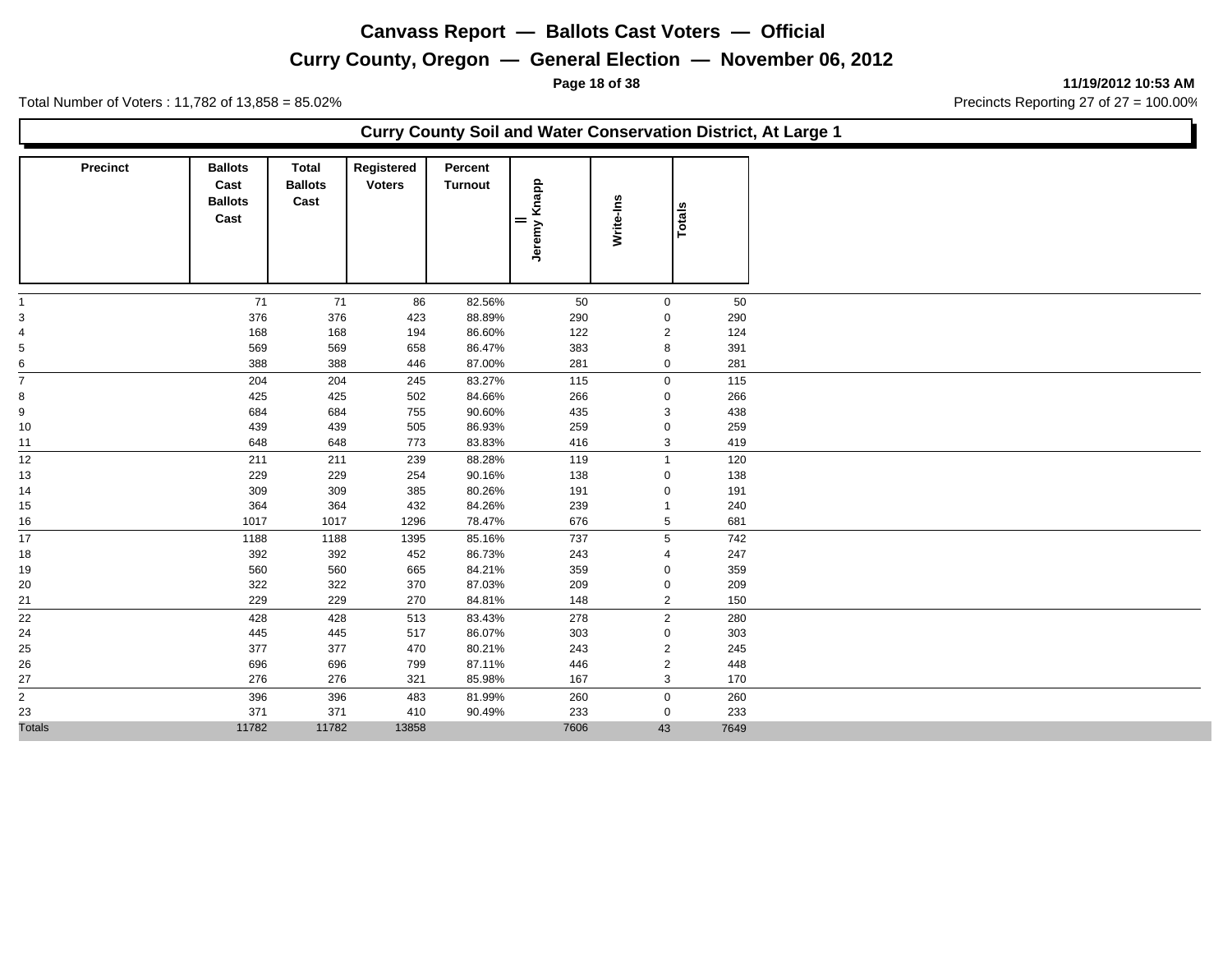# Canvass Report — Ballots Cast Voters — Official

## Curry County, Oregon — General Election — November 06, 2012

11/19/2012 10:53 AM

Total Number of Voters : 11,782 of 13,858 = 85.02%

Precincts Reporting 27 of 27 = 100.00%

### Curry County Soil and Water Conservation District, At Large 1

| Precinct | Ballots Cast Ballots Cast | Total Ballots Cast | Registered Voters | Percent Turnout | Jeremy Knapp II | Write-Ins | Totals |
|---|---|---|---|---|---|---|---|
| 1 | 71 | 71 | 86 | 82.56% | 50 | 0 | 50 |
| 3 | 376 | 376 | 423 | 88.89% | 290 | 0 | 290 |
| 4 | 168 | 168 | 194 | 86.60% | 122 | 2 | 124 |
| 5 | 569 | 569 | 658 | 86.47% | 383 | 8 | 391 |
| 6 | 388 | 388 | 446 | 87.00% | 281 | 0 | 281 |
| 7 | 204 | 204 | 245 | 83.27% | 115 | 0 | 115 |
| 8 | 425 | 425 | 502 | 84.66% | 266 | 0 | 266 |
| 9 | 684 | 684 | 755 | 90.60% | 435 | 3 | 438 |
| 10 | 439 | 439 | 505 | 86.93% | 259 | 0 | 259 |
| 11 | 648 | 648 | 773 | 83.83% | 416 | 3 | 419 |
| 12 | 211 | 211 | 239 | 88.28% | 119 | 1 | 120 |
| 13 | 229 | 229 | 254 | 90.16% | 138 | 0 | 138 |
| 14 | 309 | 309 | 385 | 80.26% | 191 | 0 | 191 |
| 15 | 364 | 364 | 432 | 84.26% | 239 | 1 | 240 |
| 16 | 1017 | 1017 | 1296 | 78.47% | 676 | 5 | 681 |
| 17 | 1188 | 1188 | 1395 | 85.16% | 737 | 5 | 742 |
| 18 | 392 | 392 | 452 | 86.73% | 243 | 4 | 247 |
| 19 | 560 | 560 | 665 | 84.21% | 359 | 0 | 359 |
| 20 | 322 | 322 | 370 | 87.03% | 209 | 0 | 209 |
| 21 | 229 | 229 | 270 | 84.81% | 148 | 2 | 150 |
| 22 | 428 | 428 | 513 | 83.43% | 278 | 2 | 280 |
| 24 | 445 | 445 | 517 | 86.07% | 303 | 0 | 303 |
| 25 | 377 | 377 | 470 | 80.21% | 243 | 2 | 245 |
| 26 | 696 | 696 | 799 | 87.11% | 446 | 2 | 448 |
| 27 | 276 | 276 | 321 | 85.98% | 167 | 3 | 170 |
| 2 | 396 | 396 | 483 | 81.99% | 260 | 0 | 260 |
| 23 | 371 | 371 | 410 | 90.49% | 233 | 0 | 233 |
| Totals | 11782 | 11782 | 13858 | | 7606 | 43 | 7649 |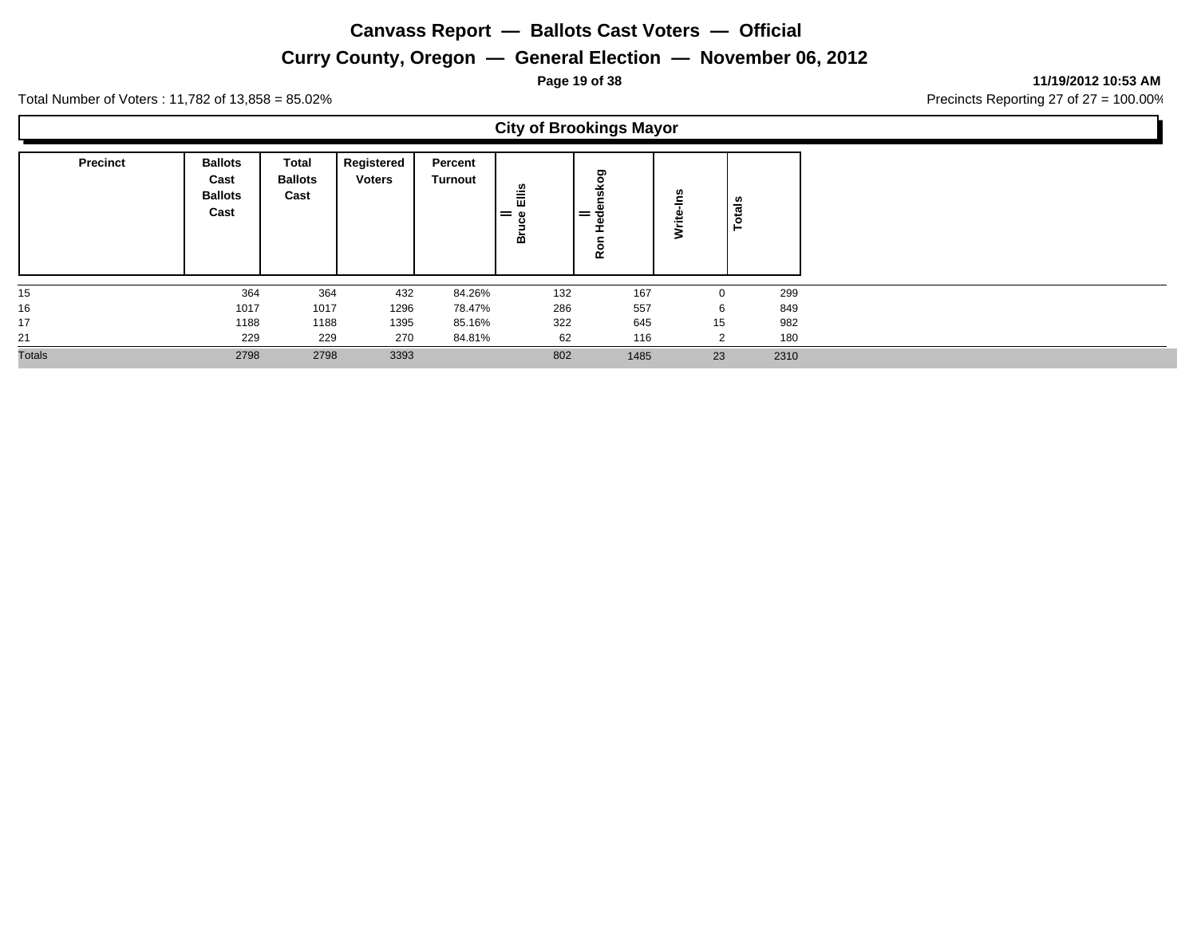# Canvass Report — Ballots Cast Voters — Official

## Curry County, Oregon — General Election — November 06, 2012

11/19/2012 10:53 AM

Total Number of Voters : 11,782 of 13,858 = 85.02%

Precincts Reporting 27 of 27 = 100.00%

### City of Brookings Mayor

| Precinct | Ballots Cast Ballots Cast | Total Ballots Cast | Registered Voters | Percent Turnout | Bruce Ellis | Ron Hedenskog | Write-Ins | Totals |
|---|---|---|---|---|---|---|---|---|
| 15 | 364 | 364 | 432 | 84.26% | 132 | 167 | 0 | 299 |
| 16 | 1017 | 1017 | 1296 | 78.47% | 286 | 557 | 6 | 849 |
| 17 | 1188 | 1188 | 1395 | 85.16% | 322 | 645 | 15 | 982 |
| 21 | 229 | 229 | 270 | 84.81% | 62 | 116 | 2 | 180 |
| Totals | 2798 | 2798 | 3393 | | 802 | 1485 | 23 | 2310 |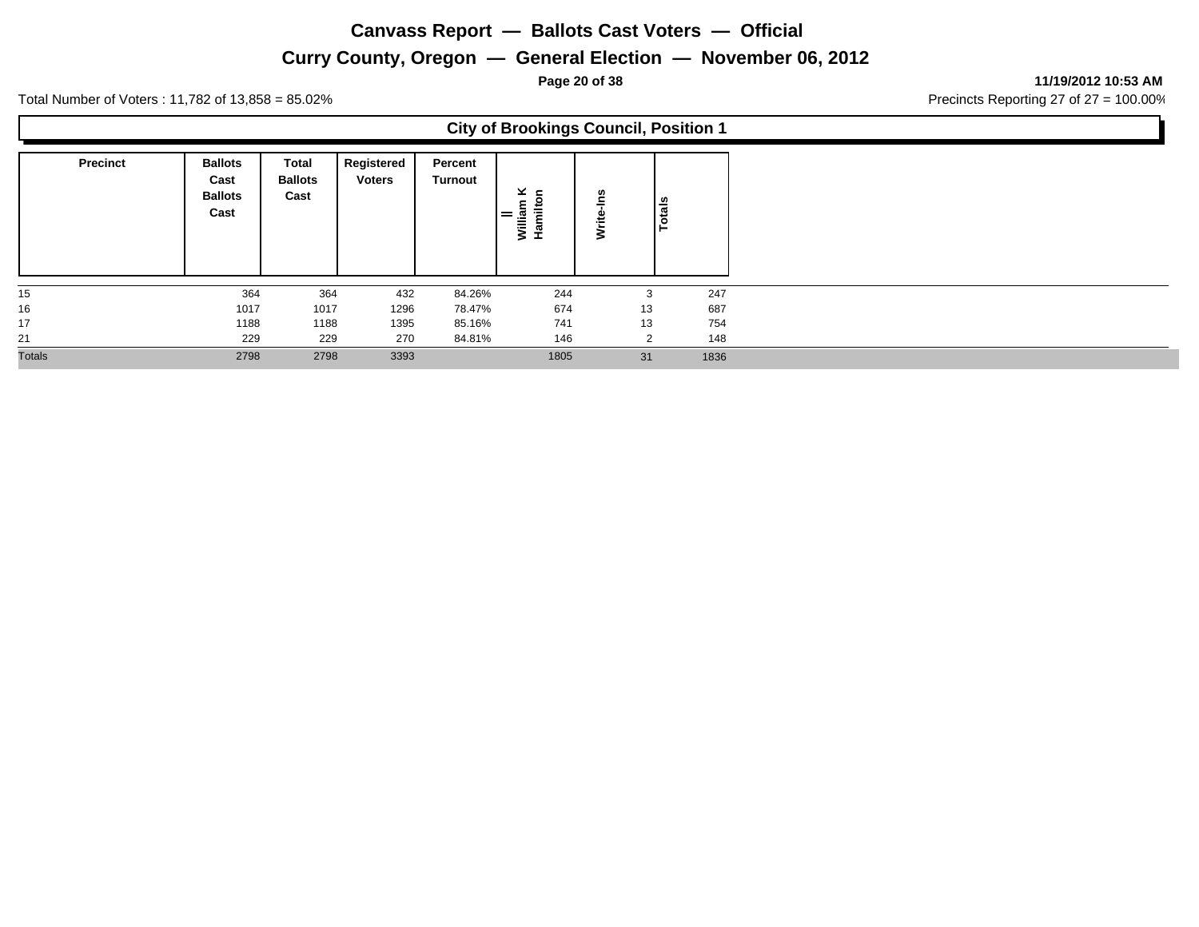# Canvass Report — Ballots Cast Voters — Official

## Curry County, Oregon — General Election — November 06, 2012

11/19/2012 10:53 AM

Total Number of Voters : 11,782 of 13,858 = 85.02%

Precincts Reporting 27 of 27 = 100.00%

### City of Brookings Council, Position 1

| Precinct | Ballots Cast Ballots Cast | Total Ballots Cast | Registered Voters | Percent Turnout | William K Hamilton II | Write-Ins | Totals |
|---|---|---|---|---|---|---|---|
| 15 | 364 | 364 | 432 | 84.26% | 244 | 3 | 247 |
| 16 | 1017 | 1017 | 1296 | 78.47% | 674 | 13 | 687 |
| 17 | 1188 | 1188 | 1395 | 85.16% | 741 | 13 | 754 |
| 21 | 229 | 229 | 270 | 84.81% | 146 | 2 | 148 |
| Totals | 2798 | 2798 | 3393 | | 1805 | 31 | 1836 |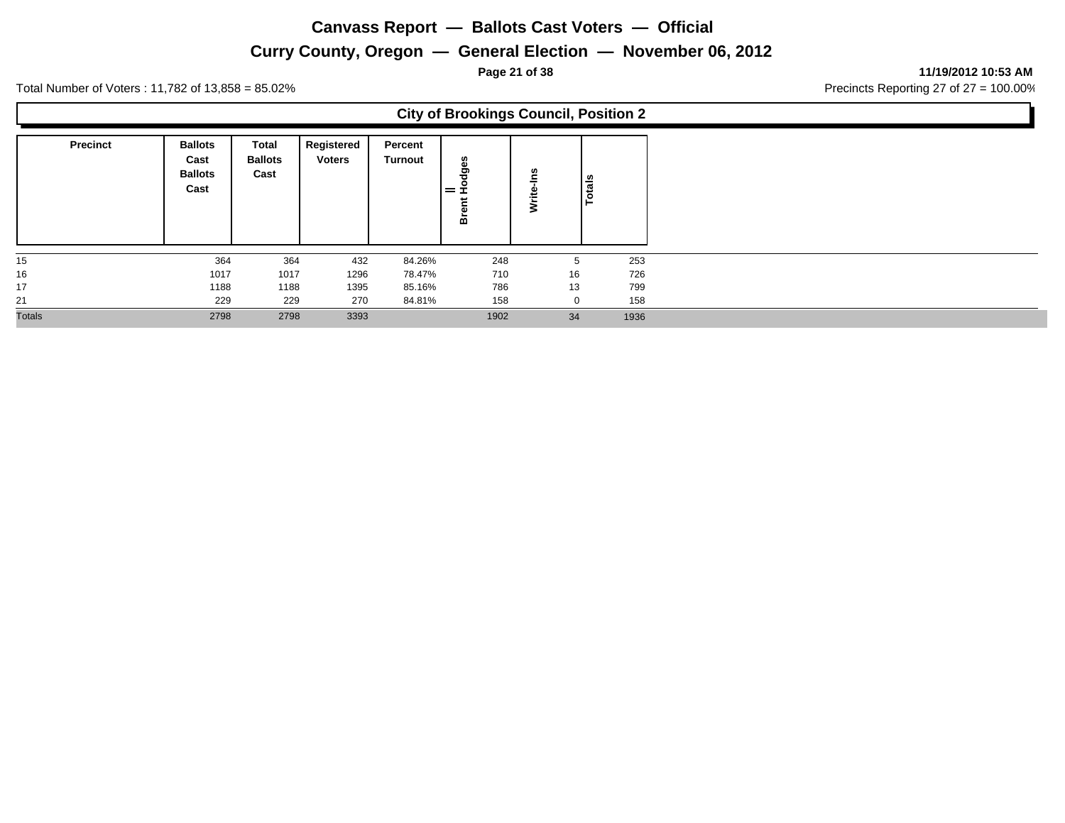# Canvass Report — Ballots Cast Voters — Official

## Curry County, Oregon — General Election — November 06, 2012

11/19/2012 10:53 AM

Total Number of Voters : 11,782 of 13,858 = 85.02%

Precincts Reporting 27 of 27 = 100.00%

### City of Brookings Council, Position 2

| Precinct | Ballots Cast Ballots Cast | Total Ballots Cast | Registered Voters | Percent Turnout | Brent Hodges II | Write-Ins | Totals |
|---|---|---|---|---|---|---|---|
| 15 | 364 | 364 | 432 | 84.26% | 248 | 5 | 253 |
| 16 | 1017 | 1017 | 1296 | 78.47% | 710 | 16 | 726 |
| 17 | 1188 | 1188 | 1395 | 85.16% | 786 | 13 | 799 |
| 21 | 229 | 229 | 270 | 84.81% | 158 | 0 | 158 |
| Totals | 2798 | 2798 | 3393 | | 1902 | 34 | 1936 |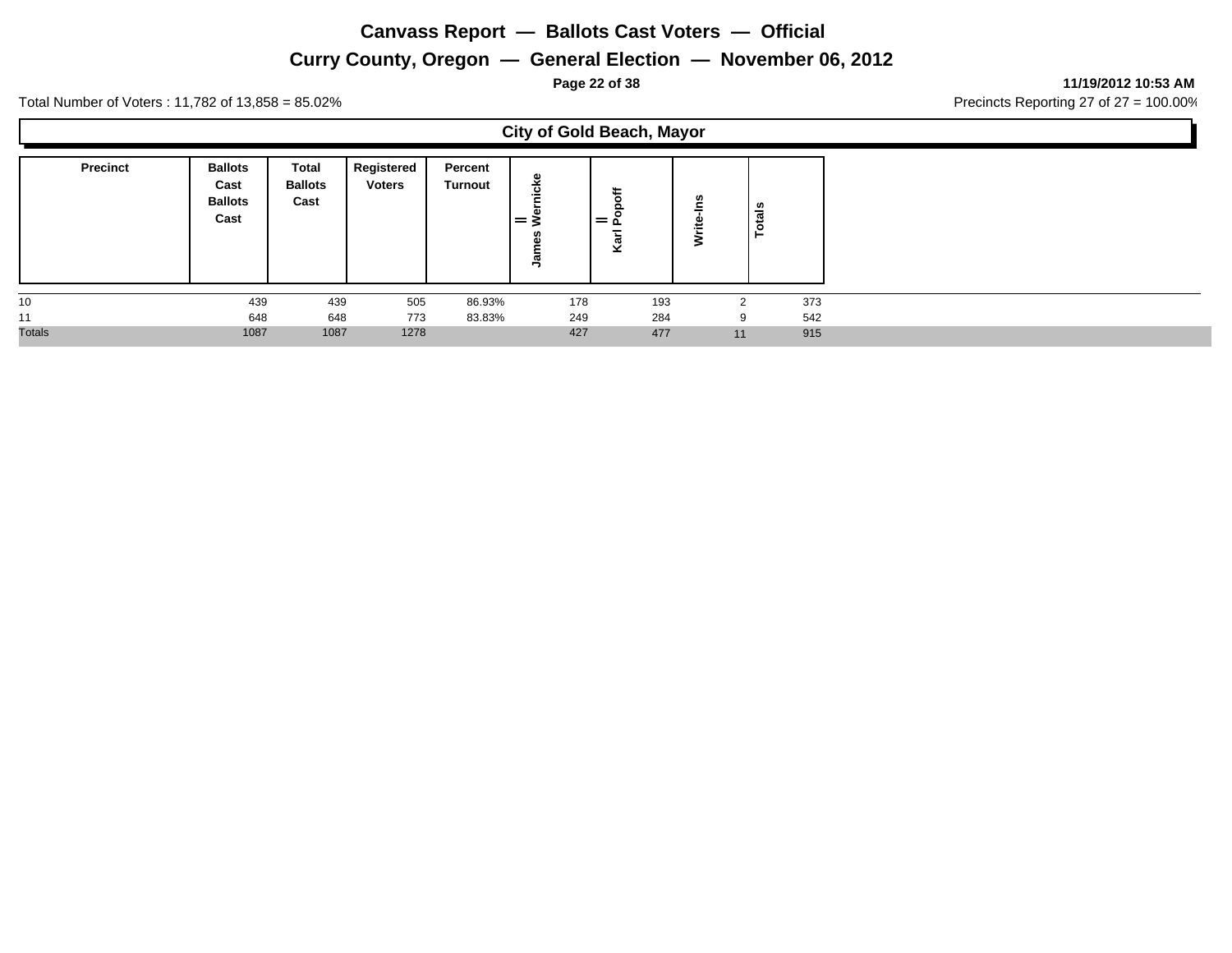# Canvass Report — Ballots Cast Voters — Official

## Curry County, Oregon — General Election — November 06, 2012

11/19/2012 10:53 AM

Total Number of Voters : 11,782 of 13,858 = 85.02%

Precincts Reporting 27 of 27 = 100.00%

### City of Gold Beach, Mayor

| Precinct | Ballots Cast Ballots Cast | Total Ballots Cast | Registered Voters | Percent Turnout | James Wernicke | Karl Popoff | Write-Ins | Totals |
|---|---|---|---|---|---|---|---|---|
| 10 | 439 | 439 | 505 | 86.93% | 178 | 193 | 2 | 373 |
| 11 | 648 | 648 | 773 | 83.83% | 249 | 284 | 9 | 542 |
| Totals | 1087 | 1087 | 1278 | | 427 | 477 | 11 | 915 |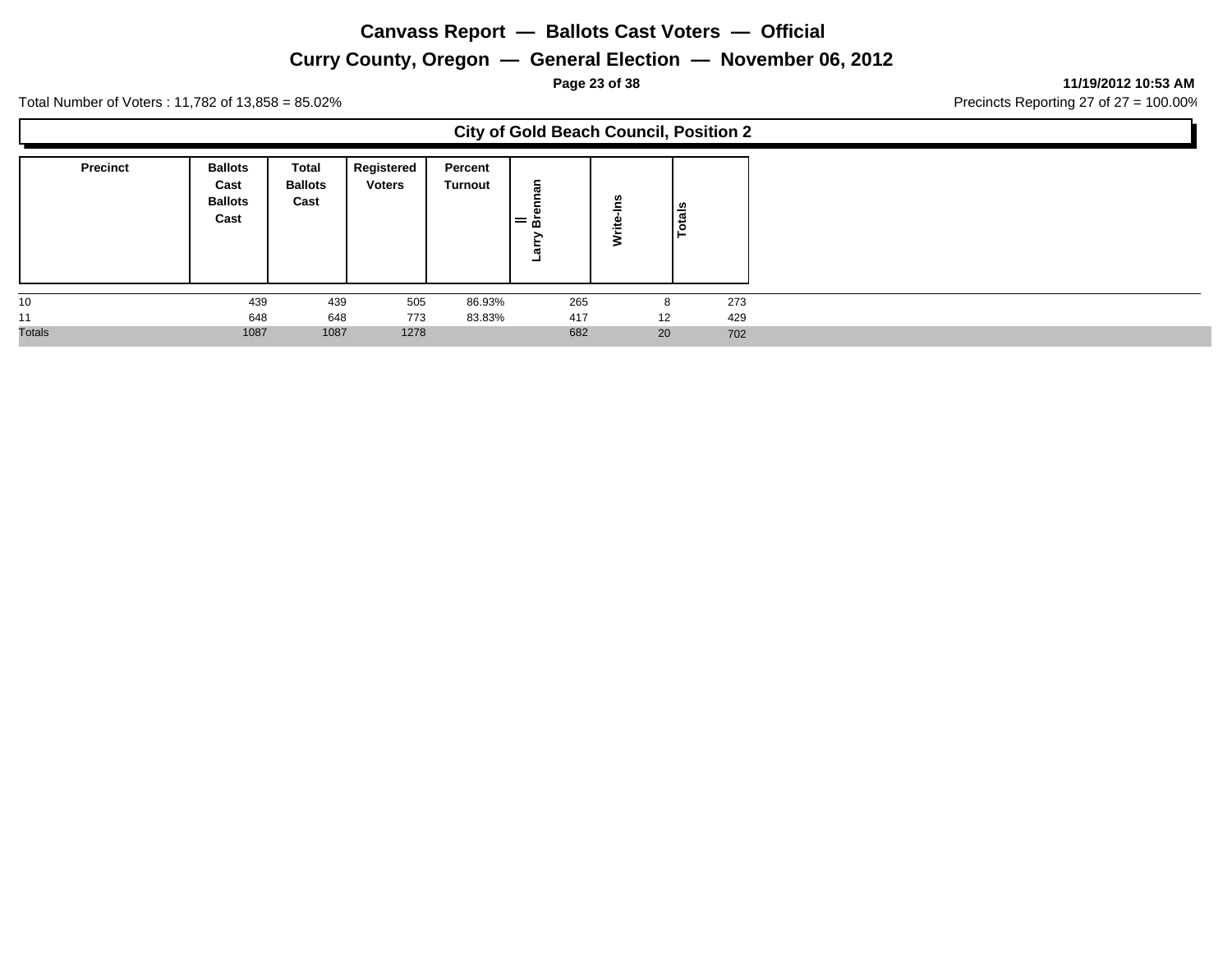# Canvass Report — Ballots Cast Voters — Official

## Curry County, Oregon — General Election — November 06, 2012

**11/19/2012 10:53 AM**

Total Number of Voters : 11,782 of 13,858 = 85.02%

Precincts Reporting 27 of 27 = 100.00%

### City of Gold Beach Council, Position 2

| Precinct | Ballots Cast Ballots Cast | Total Ballots Cast | Registered Voters | Percent Turnout | Larry Brennan II | Write-Ins | Totals |
|---|---|---|---|---|---|---|---|
| 10 | 439 | 439 | 505 | 86.93% | 265 | 8 | 273 |
| 11 | 648 | 648 | 773 | 83.83% | 417 | 12 | 429 |
| Totals | 1087 | 1087 | 1278 | | 682 | 20 | 702 |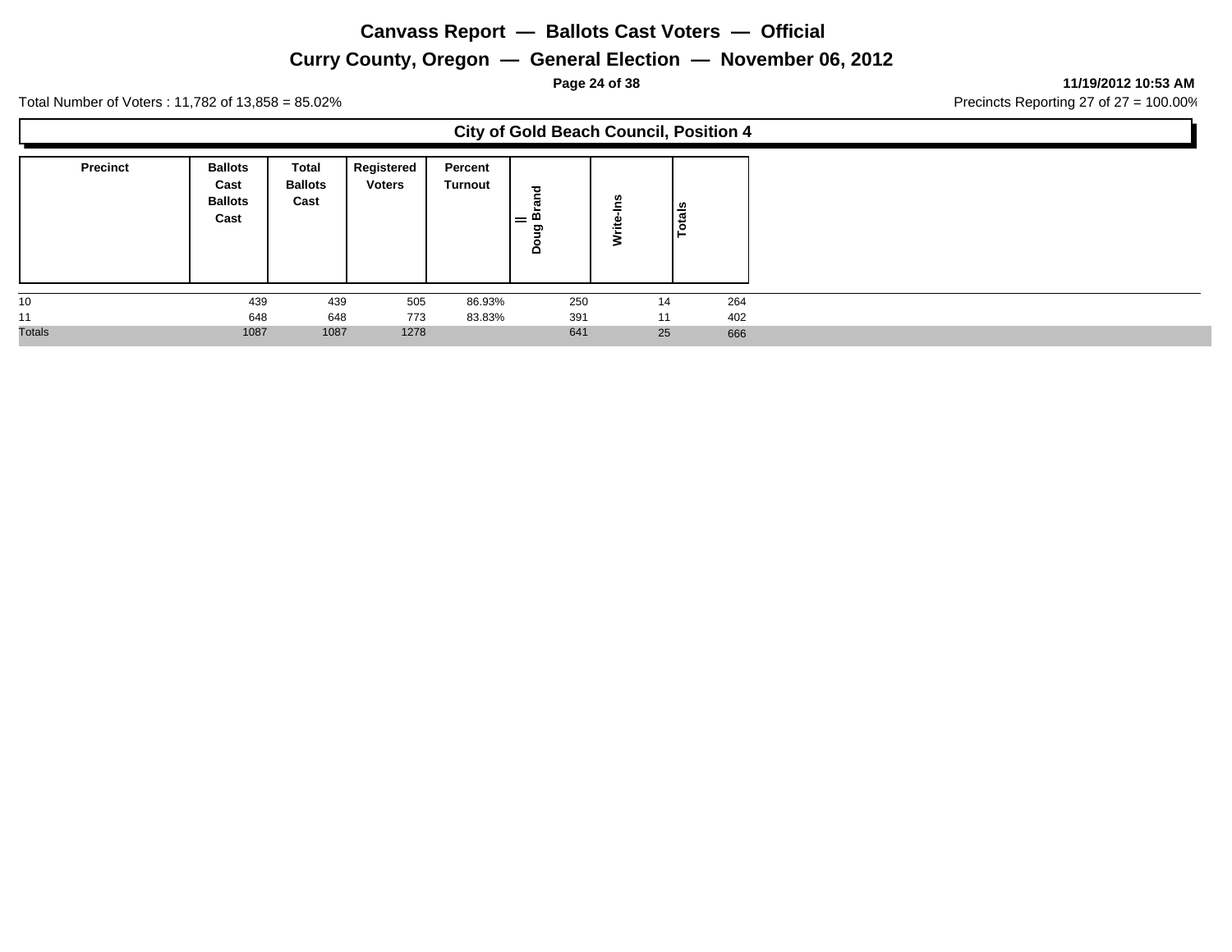# Canvass Report — Ballots Cast Voters — Official

## Curry County, Oregon — General Election — November 06, 2012

11/19/2012 10:53 AM

Total Number of Voters : 11,782 of 13,858 = 85.02%

Precincts Reporting 27 of 27 = 100.00%

### City of Gold Beach Council, Position 4

| Precinct | Ballots Cast Ballots Cast | Total Ballots Cast | Registered Voters | Percent Turnout | Doug Brand II | Write-Ins | Totals |
|---|---|---|---|---|---|---|---|
| 10 | 439 | 439 | 505 | 86.93% | 250 | 14 | 264 |
| 11 | 648 | 648 | 773 | 83.83% | 391 | 11 | 402 |
| Totals | 1087 | 1087 | 1278 | | 641 | 25 | 666 |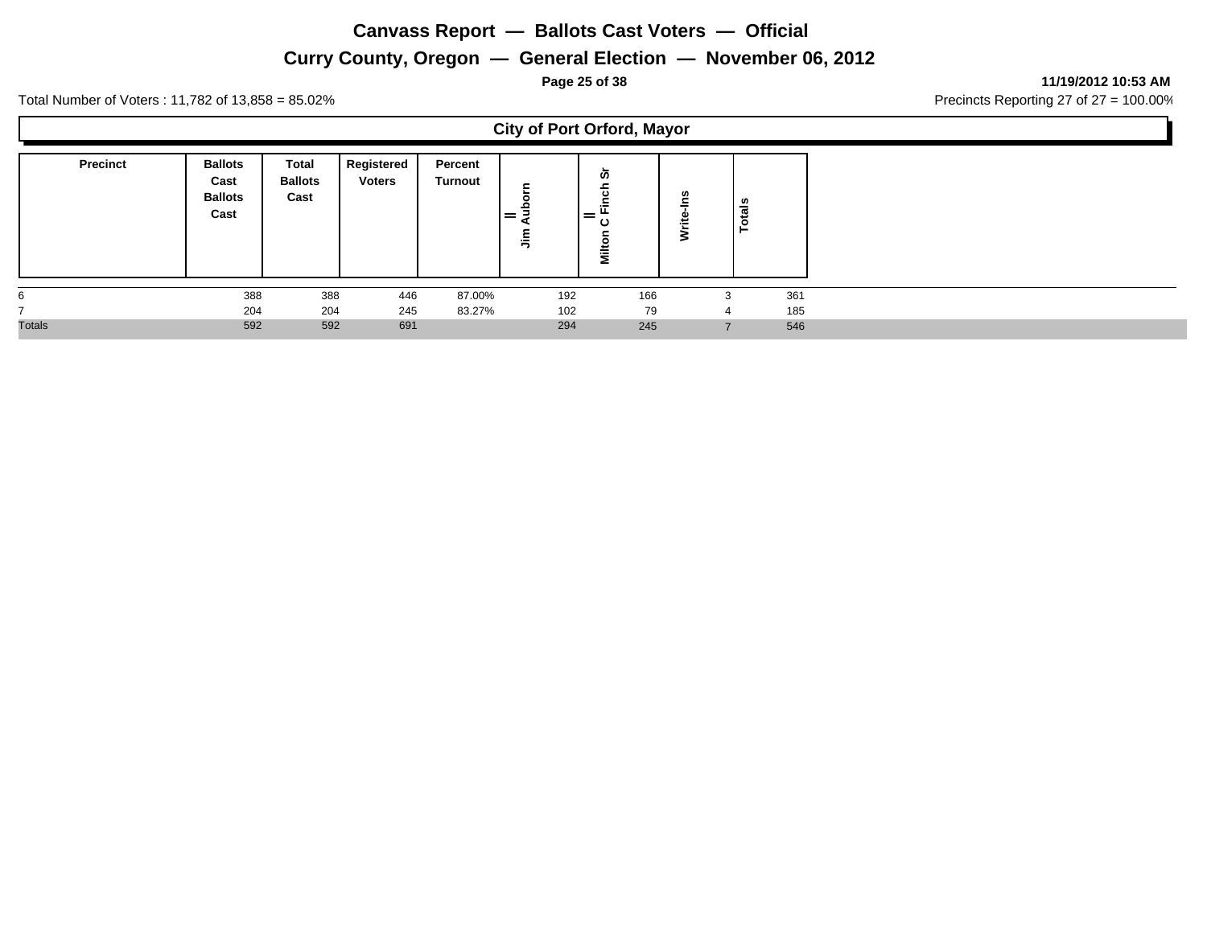# Canvass Report — Ballots Cast Voters — Official

## Curry County, Oregon — General Election — November 06, 2012

11/19/2012 10:53 AM

Total Number of Voters : 11,782 of 13,858 = 85.02%

Precincts Reporting 27 of 27 = 100.00%

### City of Port Orford, Mayor

| Precinct | Ballots Cast Ballots Cast | Total Ballots Cast | Registered Voters | Percent Turnout | II Jim Auborn | II Milton C Finch Sr | Write-Ins | Totals |
|---|---|---|---|---|---|---|---|---|
| 6 | 388 | 388 | 446 | 87.00% | 192 | 166 | 3 | 361 |
| 7 | 204 | 204 | 245 | 83.27% | 102 | 79 | 4 | 185 |
| Totals | 592 | 592 | 691 | | 294 | 245 | 7 | 546 |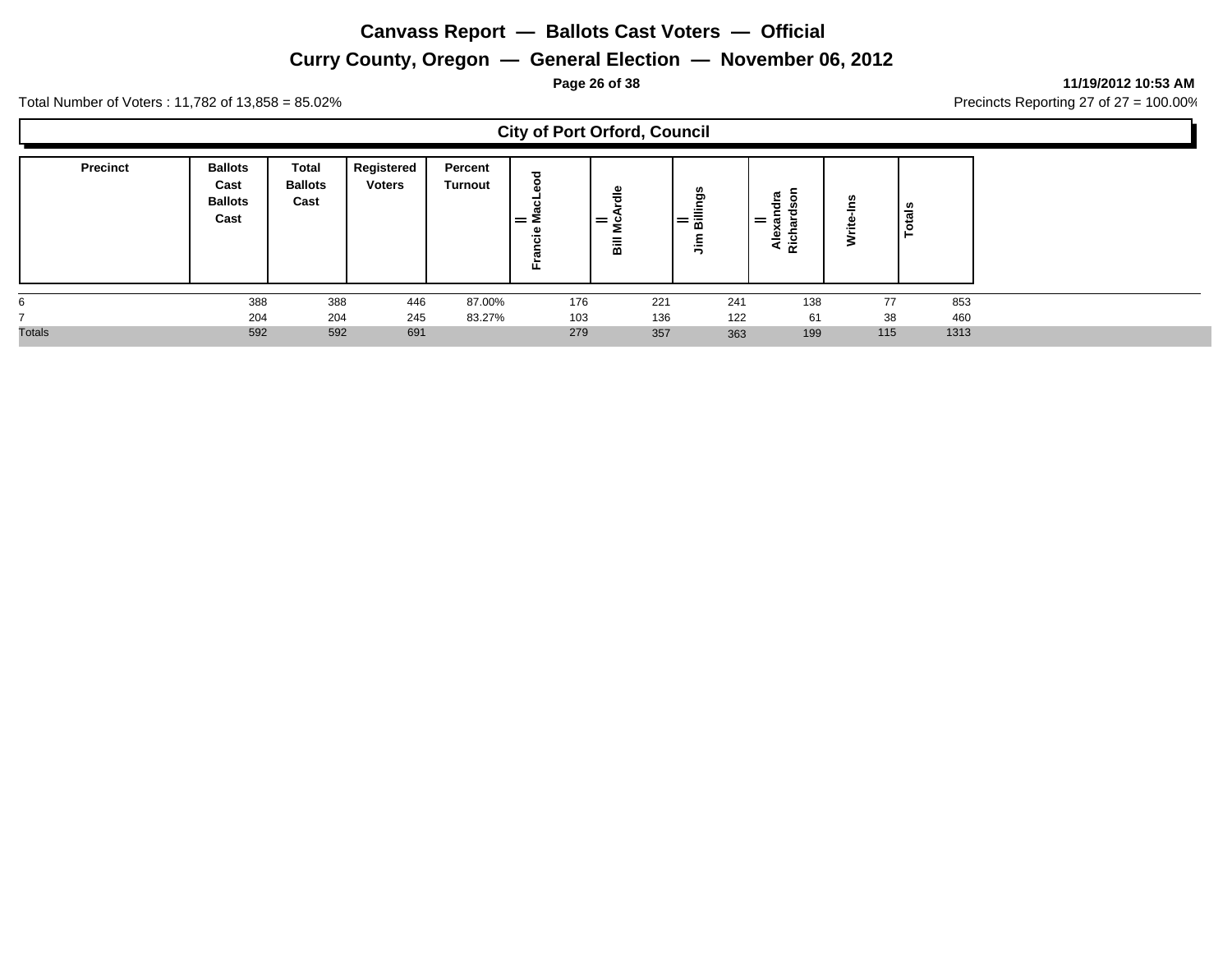# Canvass Report — Ballots Cast Voters — Official

## Curry County, Oregon — General Election — November 06, 2012

11/19/2012 10:53 AM

Total Number of Voters : 11,782 of 13,858 = 85.02%

Precincts Reporting 27 of 27 = 100.00%

### City of Port Orford, Council

| Precinct | Ballots Cast Ballots Cast | Total Ballots Cast | Registered Voters | Percent Turnout | Francie MacLeod | Bill McArdle | Jim Billings | Alexandra Richardson | Write-Ins | Totals |
|---|---|---|---|---|---|---|---|---|---|---|
| 6 | 388 | 388 | 446 | 87.00% | 176 | 221 | 241 | 138 | 77 | 853 |
| 7 | 204 | 204 | 245 | 83.27% | 103 | 136 | 122 | 61 | 38 | 460 |
| Totals | 592 | 592 | 691 | | 279 | 357 | 363 | 199 | 115 | 1313 |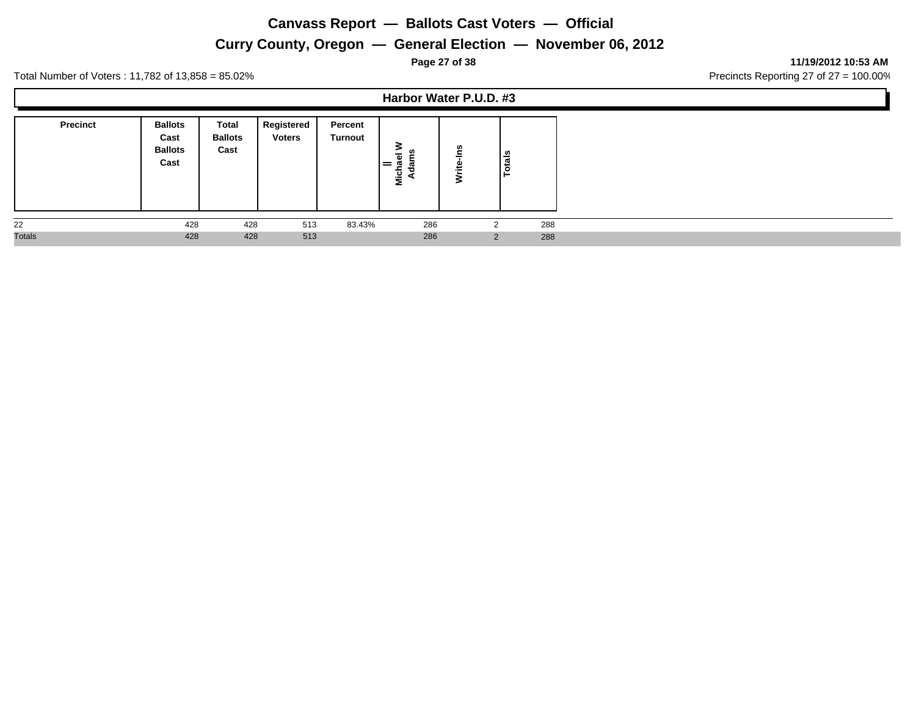# Canvass Report — Ballots Cast Voters — Official

## Curry County, Oregon — General Election — November 06, 2012

11/19/2012 10:53 AM

Total Number of Voters : 11,782 of 13,858 = 85.02%

Precincts Reporting 27 of 27 = 100.00%

### Harbor Water P.U.D. #3

| Precinct | Ballots Cast Ballots Cast | Total Ballots Cast | Registered Voters | Percent Turnout | Michael W Adams II | Write-Ins | Totals |
|---|---|---|---|---|---|---|---|
| 22 | 428 | 428 | 513 | 83.43% | 286 | 2 | 288 |
| Totals | 428 | 428 | 513 | | 286 | 2 | 288 |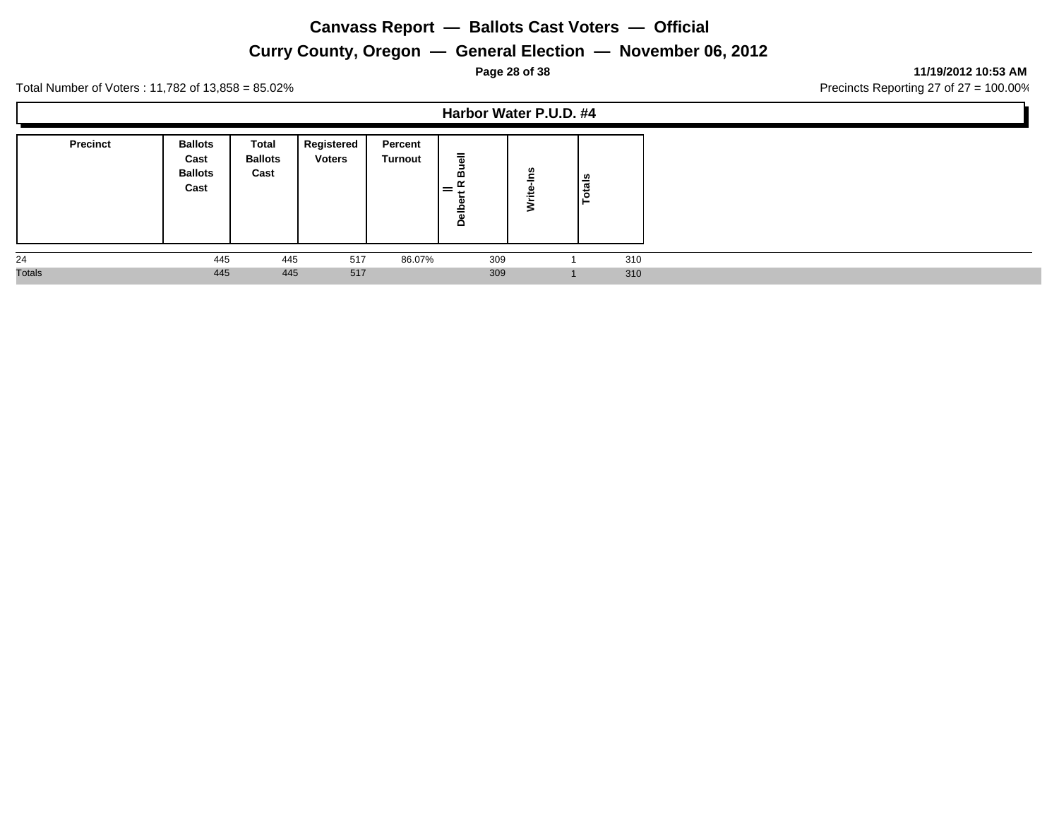# Canvass Report — Ballots Cast Voters — Official

## Curry County, Oregon — General Election — November 06, 2012

**11/19/2012 10:53 AM**

Total Number of Voters : 11,782 of 13,858 = 85.02%

Precincts Reporting 27 of 27 = 100.00%

### Harbor Water P.U.D. #4

| Precinct | Ballots Cast Ballots Cast | Total Ballots Cast | Registered Voters | Percent Turnout | Delbert R Buell II | Write-Ins | Totals |
|---|---|---|---|---|---|---|---|
| 24 | 445 | 445 | 517 | 86.07% | 309 | 1 | 310 |
| Totals | 445 | 445 | 517 | | 309 | 1 | 310 |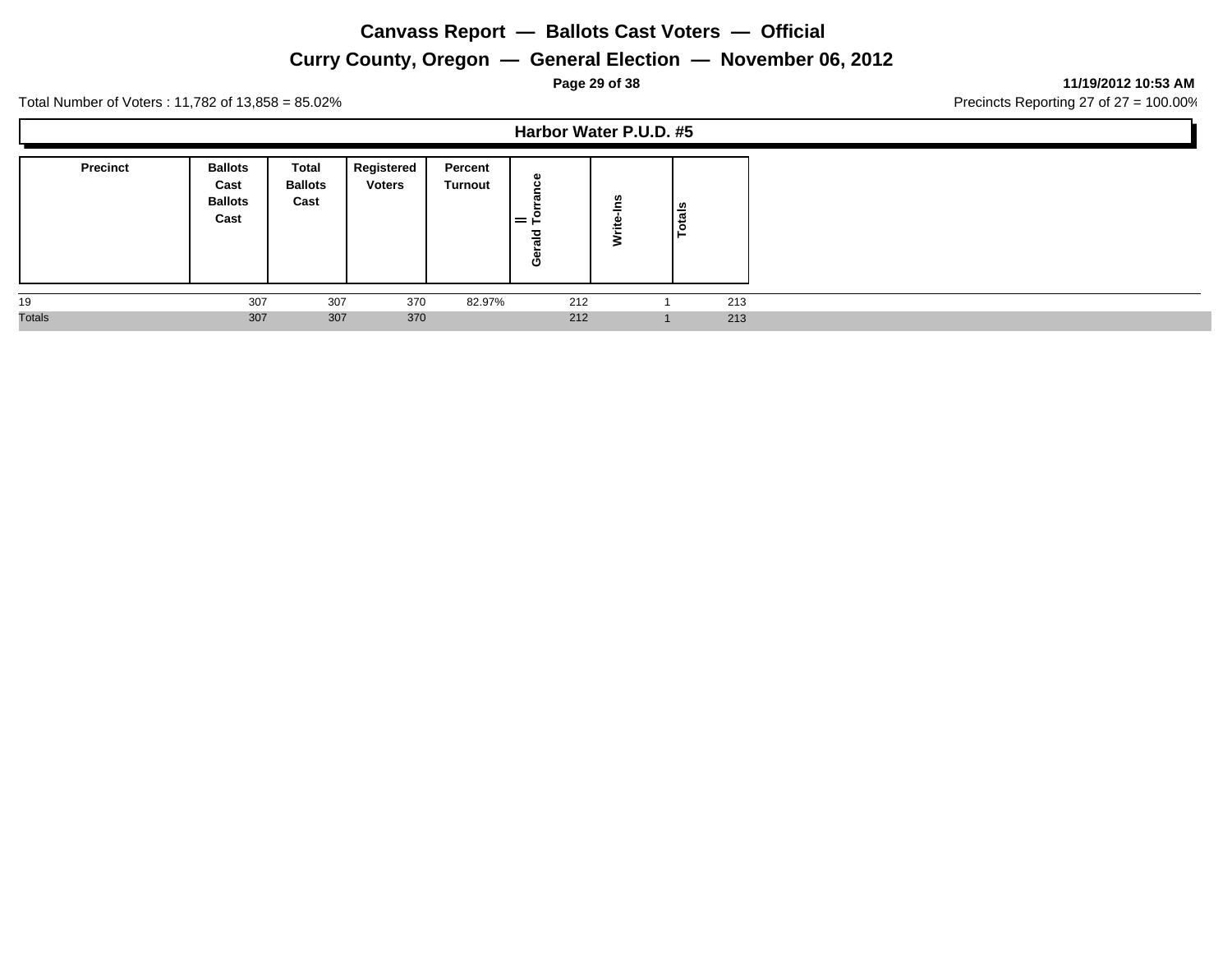# Canvass Report — Ballots Cast Voters — Official

## Curry County, Oregon — General Election — November 06, 2012

11/19/2012 10:53 AM

Total Number of Voters : 11,782 of 13,858 = 85.02%

Precincts Reporting 27 of 27 = 100.00%

### Harbor Water P.U.D. #5

| Precinct | Ballots Cast Ballots Cast | Total Ballots Cast | Registered Voters | Percent Turnout | Gerald Torrance II | Write-Ins | Totals |
|---|---|---|---|---|---|---|---|
| 19 | 307 | 307 | 370 | 82.97% | 212 | 1 | 213 |
| Totals | 307 | 307 | 370 | | 212 | 1 | 213 |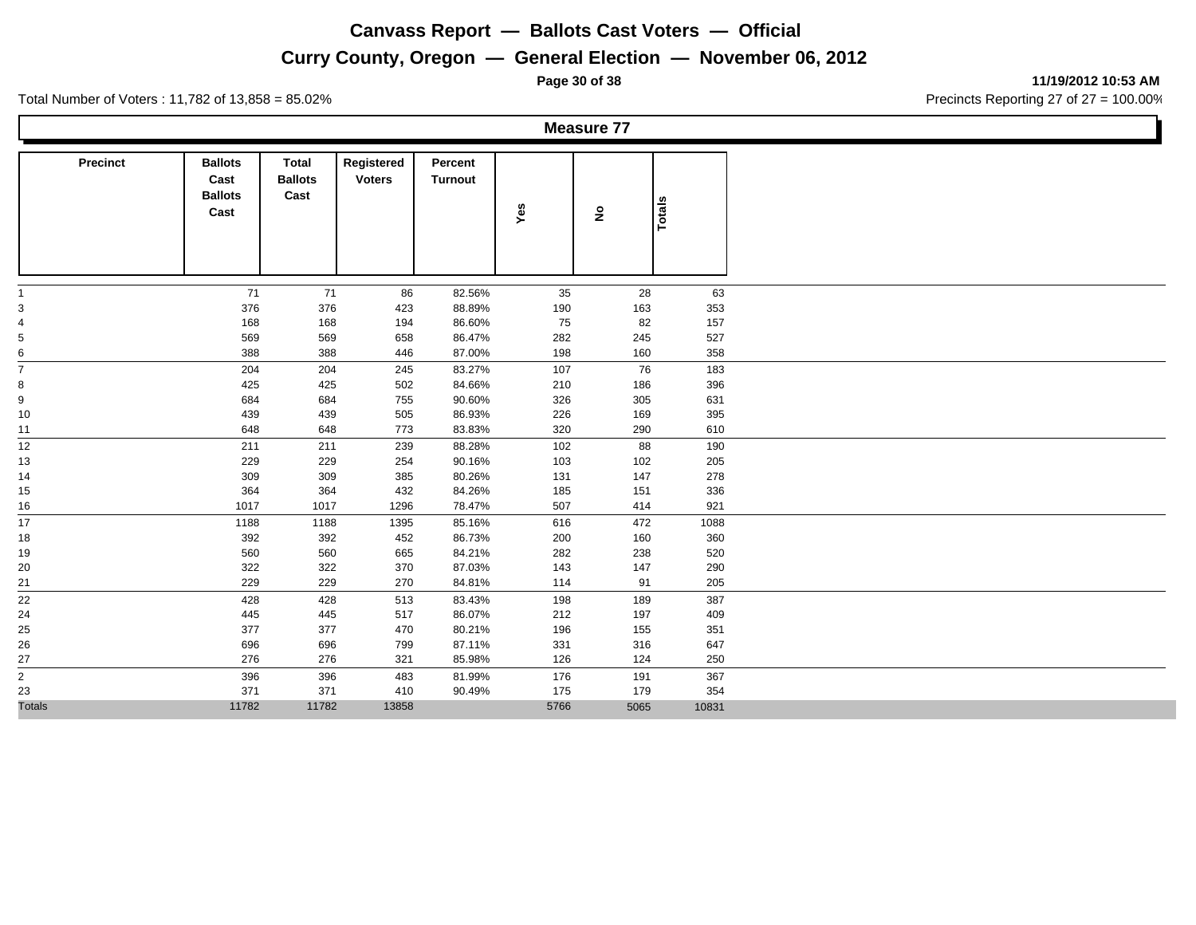# Canvass Report — Ballots Cast Voters — Official

## Curry County, Oregon — General Election — November 06, 2012

**11/19/2012 10:53 AM**

Total Number of Voters : 11,782 of 13,858 = 85.02%

Precincts Reporting 27 of 27 = 100.00%

### Measure 77

| Precinct | Ballots Cast Ballots Cast | Total Ballots Cast | Registered Voters | Percent Turnout | Yes | No | Totals |
|---|---|---|---|---|---|---|---|
| 1 | 71 | 71 | 86 | 82.56% | 35 | 28 | 63 |
| 3 | 376 | 376 | 423 | 88.89% | 190 | 163 | 353 |
| 4 | 168 | 168 | 194 | 86.60% | 75 | 82 | 157 |
| 5 | 569 | 569 | 658 | 86.47% | 282 | 245 | 527 |
| 6 | 388 | 388 | 446 | 87.00% | 198 | 160 | 358 |
| 7 | 204 | 204 | 245 | 83.27% | 107 | 76 | 183 |
| 8 | 425 | 425 | 502 | 84.66% | 210 | 186 | 396 |
| 9 | 684 | 684 | 755 | 90.60% | 326 | 305 | 631 |
| 10 | 439 | 439 | 505 | 86.93% | 226 | 169 | 395 |
| 11 | 648 | 648 | 773 | 83.83% | 320 | 290 | 610 |
| 12 | 211 | 211 | 239 | 88.28% | 102 | 88 | 190 |
| 13 | 229 | 229 | 254 | 90.16% | 103 | 102 | 205 |
| 14 | 309 | 309 | 385 | 80.26% | 131 | 147 | 278 |
| 15 | 364 | 364 | 432 | 84.26% | 185 | 151 | 336 |
| 16 | 1017 | 1017 | 1296 | 78.47% | 507 | 414 | 921 |
| 17 | 1188 | 1188 | 1395 | 85.16% | 616 | 472 | 1088 |
| 18 | 392 | 392 | 452 | 86.73% | 200 | 160 | 360 |
| 19 | 560 | 560 | 665 | 84.21% | 282 | 238 | 520 |
| 20 | 322 | 322 | 370 | 87.03% | 143 | 147 | 290 |
| 21 | 229 | 229 | 270 | 84.81% | 114 | 91 | 205 |
| 22 | 428 | 428 | 513 | 83.43% | 198 | 189 | 387 |
| 24 | 445 | 445 | 517 | 86.07% | 212 | 197 | 409 |
| 25 | 377 | 377 | 470 | 80.21% | 196 | 155 | 351 |
| 26 | 696 | 696 | 799 | 87.11% | 331 | 316 | 647 |
| 27 | 276 | 276 | 321 | 85.98% | 126 | 124 | 250 |
| 2 | 396 | 396 | 483 | 81.99% | 176 | 191 | 367 |
| 23 | 371 | 371 | 410 | 90.49% | 175 | 179 | 354 |
| Totals | 11782 | 11782 | 13858 | | 5766 | 5065 | 10831 |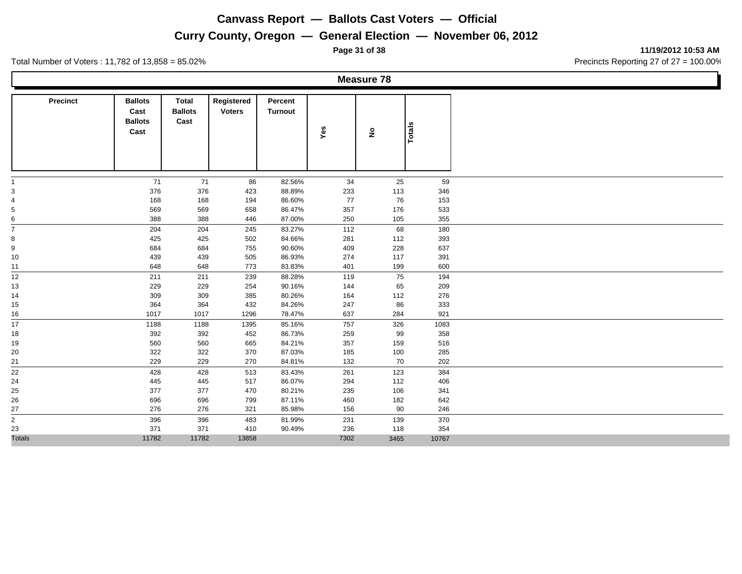# Canvass Report — Ballots Cast Voters — Official

## Curry County, Oregon — General Election — November 06, 2012

11/19/2012 10:53 AM

Total Number of Voters : 11,782 of 13,858 = 85.02%

Precincts Reporting 27 of 27 = 100.00%

### Measure 78

| Precinct | Ballots Cast Ballots Cast | Total Ballots Cast | Registered Voters | Percent Turnout | Yes | No | Totals |
|---|---|---|---|---|---|---|---|
| 1 | 71 | 71 | 86 | 82.56% | 34 | 25 | 59 |
| 3 | 376 | 376 | 423 | 88.89% | 233 | 113 | 346 |
| 4 | 168 | 168 | 194 | 86.60% | 77 | 76 | 153 |
| 5 | 569 | 569 | 658 | 86.47% | 357 | 176 | 533 |
| 6 | 388 | 388 | 446 | 87.00% | 250 | 105 | 355 |
| 7 | 204 | 204 | 245 | 83.27% | 112 | 68 | 180 |
| 8 | 425 | 425 | 502 | 84.66% | 281 | 112 | 393 |
| 9 | 684 | 684 | 755 | 90.60% | 409 | 228 | 637 |
| 10 | 439 | 439 | 505 | 86.93% | 274 | 117 | 391 |
| 11 | 648 | 648 | 773 | 83.83% | 401 | 199 | 600 |
| 12 | 211 | 211 | 239 | 88.28% | 119 | 75 | 194 |
| 13 | 229 | 229 | 254 | 90.16% | 144 | 65 | 209 |
| 14 | 309 | 309 | 385 | 80.26% | 164 | 112 | 276 |
| 15 | 364 | 364 | 432 | 84.26% | 247 | 86 | 333 |
| 16 | 1017 | 1017 | 1296 | 78.47% | 637 | 284 | 921 |
| 17 | 1188 | 1188 | 1395 | 85.16% | 757 | 326 | 1083 |
| 18 | 392 | 392 | 452 | 86.73% | 259 | 99 | 358 |
| 19 | 560 | 560 | 665 | 84.21% | 357 | 159 | 516 |
| 20 | 322 | 322 | 370 | 87.03% | 185 | 100 | 285 |
| 21 | 229 | 229 | 270 | 84.81% | 132 | 70 | 202 |
| 22 | 428 | 428 | 513 | 83.43% | 261 | 123 | 384 |
| 24 | 445 | 445 | 517 | 86.07% | 294 | 112 | 406 |
| 25 | 377 | 377 | 470 | 80.21% | 235 | 106 | 341 |
| 26 | 696 | 696 | 799 | 87.11% | 460 | 182 | 642 |
| 27 | 276 | 276 | 321 | 85.98% | 156 | 90 | 246 |
| 2 | 396 | 396 | 483 | 81.99% | 231 | 139 | 370 |
| 23 | 371 | 371 | 410 | 90.49% | 236 | 118 | 354 |
| Totals | 11782 | 11782 | 13858 | | 7302 | 3465 | 10767 |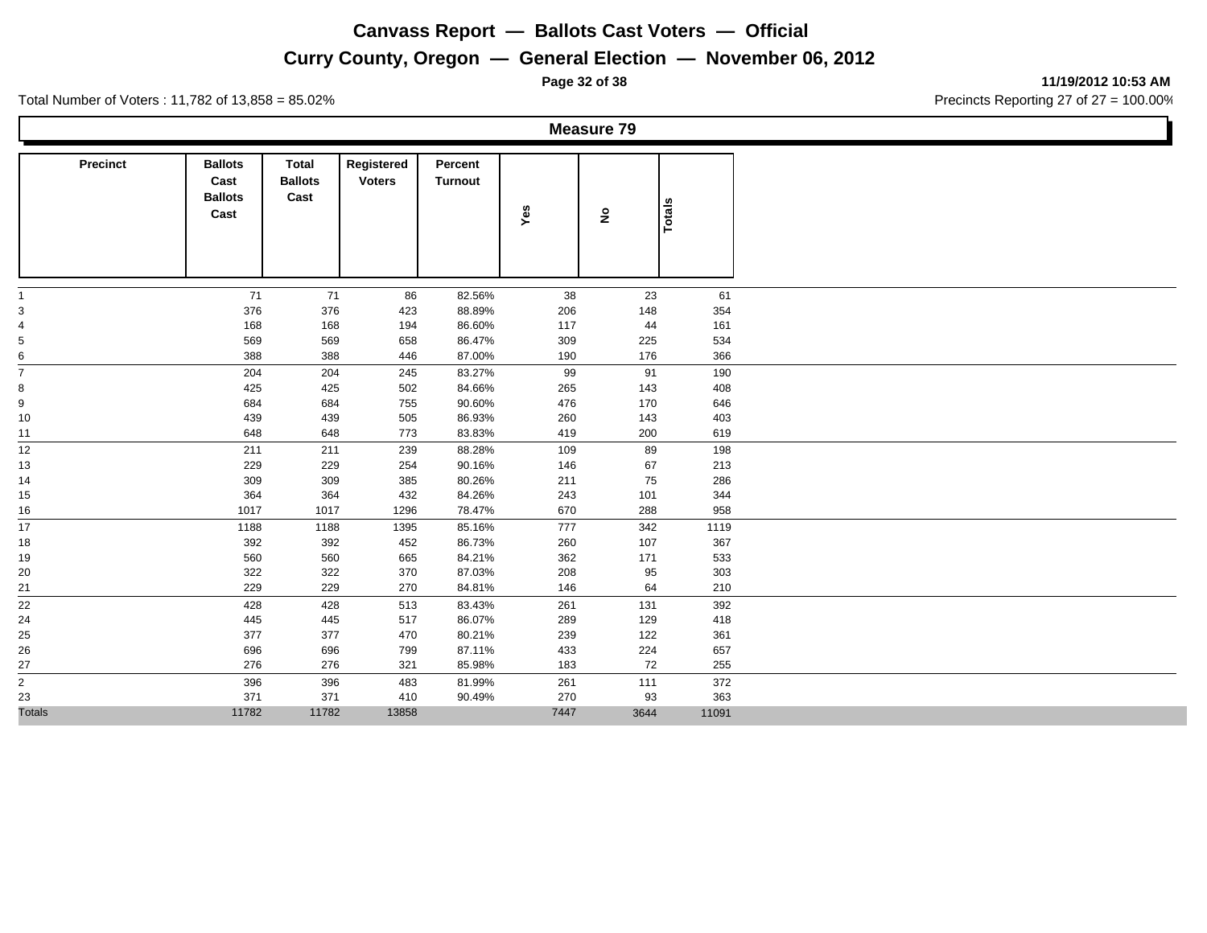# Canvass Report — Ballots Cast Voters — Official

## Curry County, Oregon — General Election — November 06, 2012

11/19/2012 10:53 AM

Total Number of Voters : 11,782 of 13,858 = 85.02%

Precincts Reporting 27 of 27 = 100.00%

### Measure 79

| Precinct | Ballots Cast Ballots Cast | Total Ballots Cast | Registered Voters | Percent Turnout | Yes | No | Totals |
|---|---|---|---|---|---|---|---|
| 1 | 71 | 71 | 86 | 82.56% | 38 | 23 | 61 |
| 3 | 376 | 376 | 423 | 88.89% | 206 | 148 | 354 |
| 4 | 168 | 168 | 194 | 86.60% | 117 | 44 | 161 |
| 5 | 569 | 569 | 658 | 86.47% | 309 | 225 | 534 |
| 6 | 388 | 388 | 446 | 87.00% | 190 | 176 | 366 |
| 7 | 204 | 204 | 245 | 83.27% | 99 | 91 | 190 |
| 8 | 425 | 425 | 502 | 84.66% | 265 | 143 | 408 |
| 9 | 684 | 684 | 755 | 90.60% | 476 | 170 | 646 |
| 10 | 439 | 439 | 505 | 86.93% | 260 | 143 | 403 |
| 11 | 648 | 648 | 773 | 83.83% | 419 | 200 | 619 |
| 12 | 211 | 211 | 239 | 88.28% | 109 | 89 | 198 |
| 13 | 229 | 229 | 254 | 90.16% | 146 | 67 | 213 |
| 14 | 309 | 309 | 385 | 80.26% | 211 | 75 | 286 |
| 15 | 364 | 364 | 432 | 84.26% | 243 | 101 | 344 |
| 16 | 1017 | 1017 | 1296 | 78.47% | 670 | 288 | 958 |
| 17 | 1188 | 1188 | 1395 | 85.16% | 777 | 342 | 1119 |
| 18 | 392 | 392 | 452 | 86.73% | 260 | 107 | 367 |
| 19 | 560 | 560 | 665 | 84.21% | 362 | 171 | 533 |
| 20 | 322 | 322 | 370 | 87.03% | 208 | 95 | 303 |
| 21 | 229 | 229 | 270 | 84.81% | 146 | 64 | 210 |
| 22 | 428 | 428 | 513 | 83.43% | 261 | 131 | 392 |
| 24 | 445 | 445 | 517 | 86.07% | 289 | 129 | 418 |
| 25 | 377 | 377 | 470 | 80.21% | 239 | 122 | 361 |
| 26 | 696 | 696 | 799 | 87.11% | 433 | 224 | 657 |
| 27 | 276 | 276 | 321 | 85.98% | 183 | 72 | 255 |
| 2 | 396 | 396 | 483 | 81.99% | 261 | 111 | 372 |
| 23 | 371 | 371 | 410 | 90.49% | 270 | 93 | 363 |
| Totals | 11782 | 11782 | 13858 | | 7447 | 3644 | 11091 |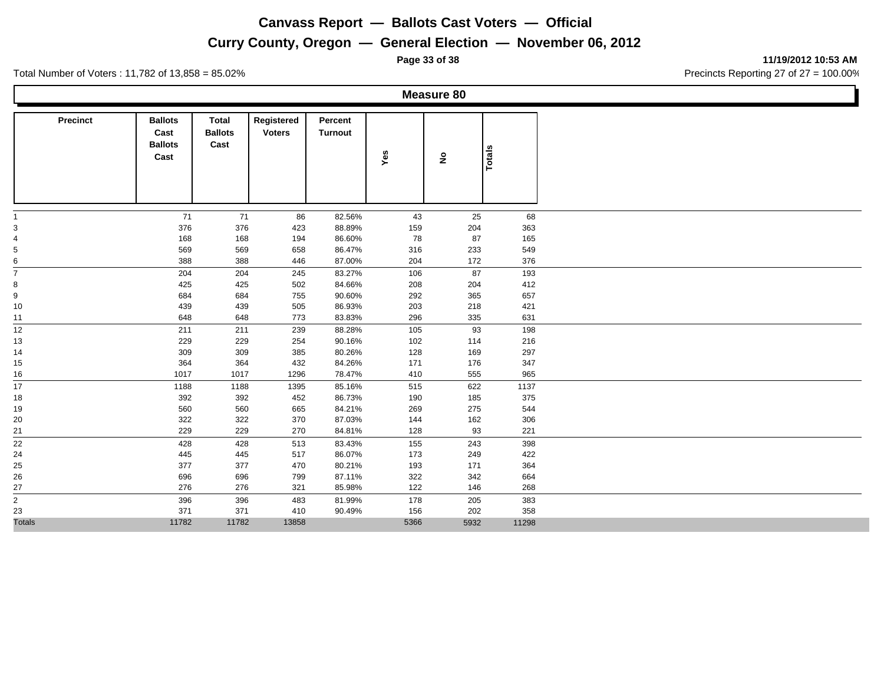# Canvass Report — Ballots Cast Voters — Official

## Curry County, Oregon — General Election — November 06, 2012

11/19/2012 10:53 AM

Total Number of Voters : 11,782 of 13,858 = 85.02%

Precincts Reporting 27 of 27 = 100.00%

### Measure 80

| Precinct | Ballots Cast Ballots Cast | Total Ballots Cast | Registered Voters | Percent Turnout | Yes | No | Totals |
|---|---|---|---|---|---|---|---|
| 1 | 71 | 71 | 86 | 82.56% | 43 | 25 | 68 |
| 3 | 376 | 376 | 423 | 88.89% | 159 | 204 | 363 |
| 4 | 168 | 168 | 194 | 86.60% | 78 | 87 | 165 |
| 5 | 569 | 569 | 658 | 86.47% | 316 | 233 | 549 |
| 6 | 388 | 388 | 446 | 87.00% | 204 | 172 | 376 |
| 7 | 204 | 204 | 245 | 83.27% | 106 | 87 | 193 |
| 8 | 425 | 425 | 502 | 84.66% | 208 | 204 | 412 |
| 9 | 684 | 684 | 755 | 90.60% | 292 | 365 | 657 |
| 10 | 439 | 439 | 505 | 86.93% | 203 | 218 | 421 |
| 11 | 648 | 648 | 773 | 83.83% | 296 | 335 | 631 |
| 12 | 211 | 211 | 239 | 88.28% | 105 | 93 | 198 |
| 13 | 229 | 229 | 254 | 90.16% | 102 | 114 | 216 |
| 14 | 309 | 309 | 385 | 80.26% | 128 | 169 | 297 |
| 15 | 364 | 364 | 432 | 84.26% | 171 | 176 | 347 |
| 16 | 1017 | 1017 | 1296 | 78.47% | 410 | 555 | 965 |
| 17 | 1188 | 1188 | 1395 | 85.16% | 515 | 622 | 1137 |
| 18 | 392 | 392 | 452 | 86.73% | 190 | 185 | 375 |
| 19 | 560 | 560 | 665 | 84.21% | 269 | 275 | 544 |
| 20 | 322 | 322 | 370 | 87.03% | 144 | 162 | 306 |
| 21 | 229 | 229 | 270 | 84.81% | 128 | 93 | 221 |
| 22 | 428 | 428 | 513 | 83.43% | 155 | 243 | 398 |
| 24 | 445 | 445 | 517 | 86.07% | 173 | 249 | 422 |
| 25 | 377 | 377 | 470 | 80.21% | 193 | 171 | 364 |
| 26 | 696 | 696 | 799 | 87.11% | 322 | 342 | 664 |
| 27 | 276 | 276 | 321 | 85.98% | 122 | 146 | 268 |
| 2 | 396 | 396 | 483 | 81.99% | 178 | 205 | 383 |
| 23 | 371 | 371 | 410 | 90.49% | 156 | 202 | 358 |
| Totals | 11782 | 11782 | 13858 | | 5366 | 5932 | 11298 |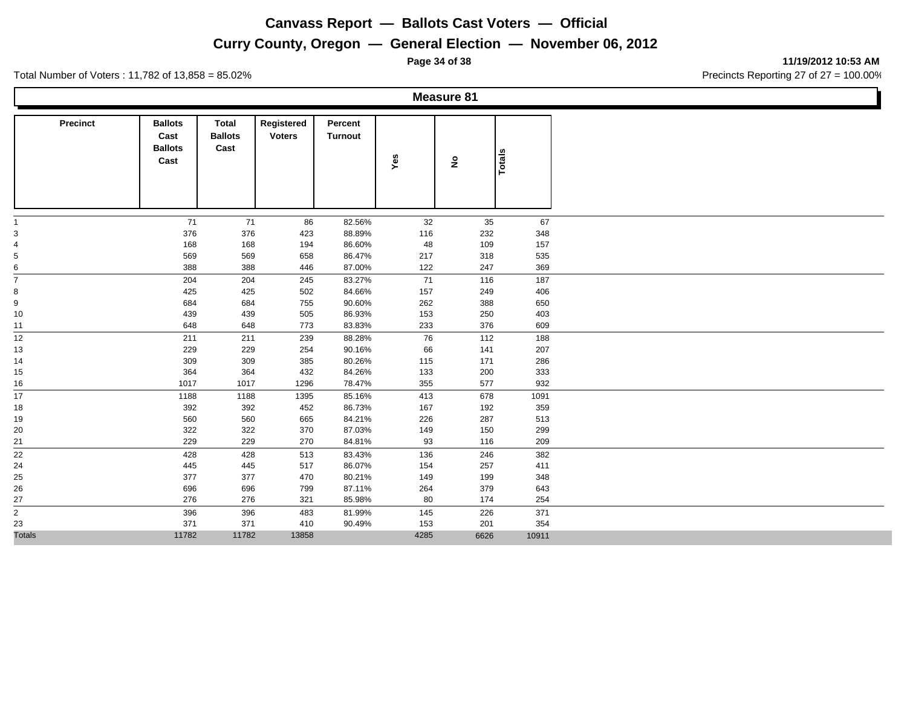# Canvass Report — Ballots Cast Voters — Official

## Curry County, Oregon — General Election — November 06, 2012

11/19/2012 10:53 AM

Total Number of Voters : 11,782 of 13,858 = 85.02%

Precincts Reporting 27 of 27 = 100.00%

### Measure 81

| Precinct | Ballots Cast Ballots Cast | Total Ballots Cast | Registered Voters | Percent Turnout | Yes | No | Totals |
|---|---|---|---|---|---|---|---|
| 1 | 71 | 71 | 86 | 82.56% | 32 | 35 | 67 |
| 3 | 376 | 376 | 423 | 88.89% | 116 | 232 | 348 |
| 4 | 168 | 168 | 194 | 86.60% | 48 | 109 | 157 |
| 5 | 569 | 569 | 658 | 86.47% | 217 | 318 | 535 |
| 6 | 388 | 388 | 446 | 87.00% | 122 | 247 | 369 |
| 7 | 204 | 204 | 245 | 83.27% | 71 | 116 | 187 |
| 8 | 425 | 425 | 502 | 84.66% | 157 | 249 | 406 |
| 9 | 684 | 684 | 755 | 90.60% | 262 | 388 | 650 |
| 10 | 439 | 439 | 505 | 86.93% | 153 | 250 | 403 |
| 11 | 648 | 648 | 773 | 83.83% | 233 | 376 | 609 |
| 12 | 211 | 211 | 239 | 88.28% | 76 | 112 | 188 |
| 13 | 229 | 229 | 254 | 90.16% | 66 | 141 | 207 |
| 14 | 309 | 309 | 385 | 80.26% | 115 | 171 | 286 |
| 15 | 364 | 364 | 432 | 84.26% | 133 | 200 | 333 |
| 16 | 1017 | 1017 | 1296 | 78.47% | 355 | 577 | 932 |
| 17 | 1188 | 1188 | 1395 | 85.16% | 413 | 678 | 1091 |
| 18 | 392 | 392 | 452 | 86.73% | 167 | 192 | 359 |
| 19 | 560 | 560 | 665 | 84.21% | 226 | 287 | 513 |
| 20 | 322 | 322 | 370 | 87.03% | 149 | 150 | 299 |
| 21 | 229 | 229 | 270 | 84.81% | 93 | 116 | 209 |
| 22 | 428 | 428 | 513 | 83.43% | 136 | 246 | 382 |
| 24 | 445 | 445 | 517 | 86.07% | 154 | 257 | 411 |
| 25 | 377 | 377 | 470 | 80.21% | 149 | 199 | 348 |
| 26 | 696 | 696 | 799 | 87.11% | 264 | 379 | 643 |
| 27 | 276 | 276 | 321 | 85.98% | 80 | 174 | 254 |
| 2 | 396 | 396 | 483 | 81.99% | 145 | 226 | 371 |
| 23 | 371 | 371 | 410 | 90.49% | 153 | 201 | 354 |
| Totals | 11782 | 11782 | 13858 | | 4285 | 6626 | 10911 |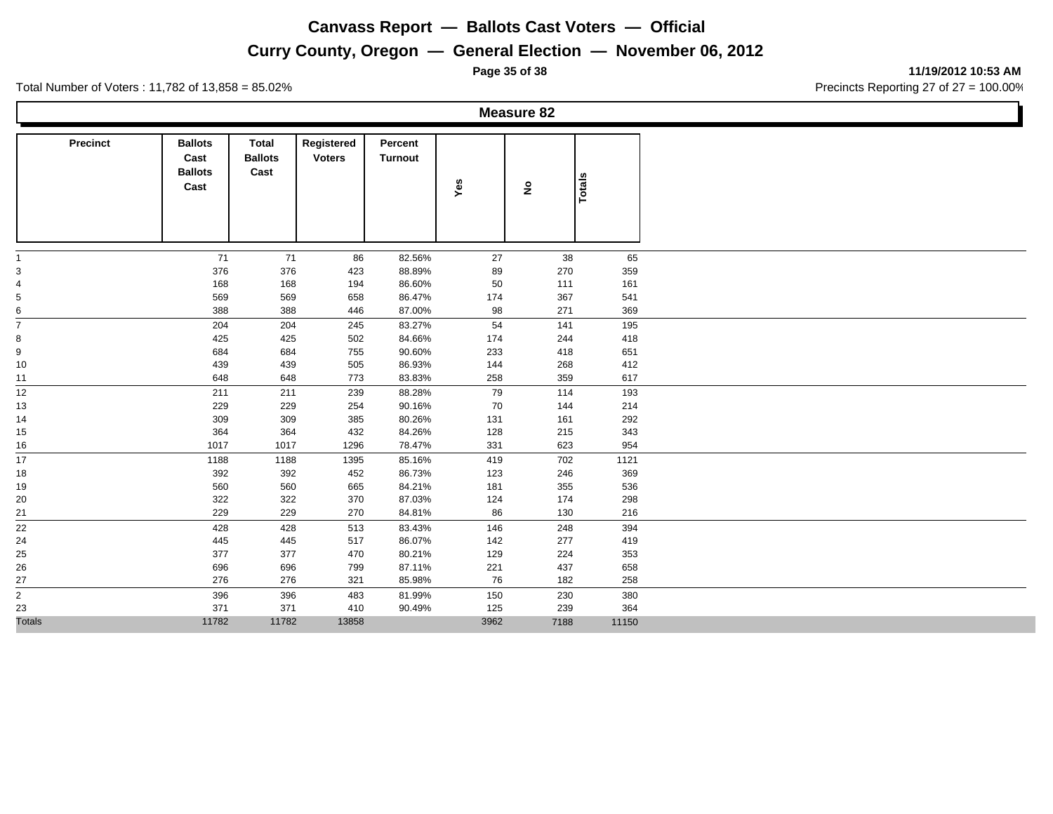# Canvass Report — Ballots Cast Voters — Official

## Curry County, Oregon — General Election — November 06, 2012

11/19/2012 10:53 AM

Total Number of Voters : 11,782 of 13,858 = 85.02%

Precincts Reporting 27 of 27 = 100.00%

### Measure 82

| Precinct | Ballots Cast Ballots Cast | Total Ballots Cast | Registered Voters | Percent Turnout | Yes | No | Totals |
|---|---|---|---|---|---|---|---|
| 1 | 71 | 71 | 86 | 82.56% | 27 | 38 | 65 |
| 3 | 376 | 376 | 423 | 88.89% | 89 | 270 | 359 |
| 4 | 168 | 168 | 194 | 86.60% | 50 | 111 | 161 |
| 5 | 569 | 569 | 658 | 86.47% | 174 | 367 | 541 |
| 6 | 388 | 388 | 446 | 87.00% | 98 | 271 | 369 |
| 7 | 204 | 204 | 245 | 83.27% | 54 | 141 | 195 |
| 8 | 425 | 425 | 502 | 84.66% | 174 | 244 | 418 |
| 9 | 684 | 684 | 755 | 90.60% | 233 | 418 | 651 |
| 10 | 439 | 439 | 505 | 86.93% | 144 | 268 | 412 |
| 11 | 648 | 648 | 773 | 83.83% | 258 | 359 | 617 |
| 12 | 211 | 211 | 239 | 88.28% | 79 | 114 | 193 |
| 13 | 229 | 229 | 254 | 90.16% | 70 | 144 | 214 |
| 14 | 309 | 309 | 385 | 80.26% | 131 | 161 | 292 |
| 15 | 364 | 364 | 432 | 84.26% | 128 | 215 | 343 |
| 16 | 1017 | 1017 | 1296 | 78.47% | 331 | 623 | 954 |
| 17 | 1188 | 1188 | 1395 | 85.16% | 419 | 702 | 1121 |
| 18 | 392 | 392 | 452 | 86.73% | 123 | 246 | 369 |
| 19 | 560 | 560 | 665 | 84.21% | 181 | 355 | 536 |
| 20 | 322 | 322 | 370 | 87.03% | 124 | 174 | 298 |
| 21 | 229 | 229 | 270 | 84.81% | 86 | 130 | 216 |
| 22 | 428 | 428 | 513 | 83.43% | 146 | 248 | 394 |
| 24 | 445 | 445 | 517 | 86.07% | 142 | 277 | 419 |
| 25 | 377 | 377 | 470 | 80.21% | 129 | 224 | 353 |
| 26 | 696 | 696 | 799 | 87.11% | 221 | 437 | 658 |
| 27 | 276 | 276 | 321 | 85.98% | 76 | 182 | 258 |
| 2 | 396 | 396 | 483 | 81.99% | 150 | 230 | 380 |
| 23 | 371 | 371 | 410 | 90.49% | 125 | 239 | 364 |
| Totals | 11782 | 11782 | 13858 | | 3962 | 7188 | 11150 |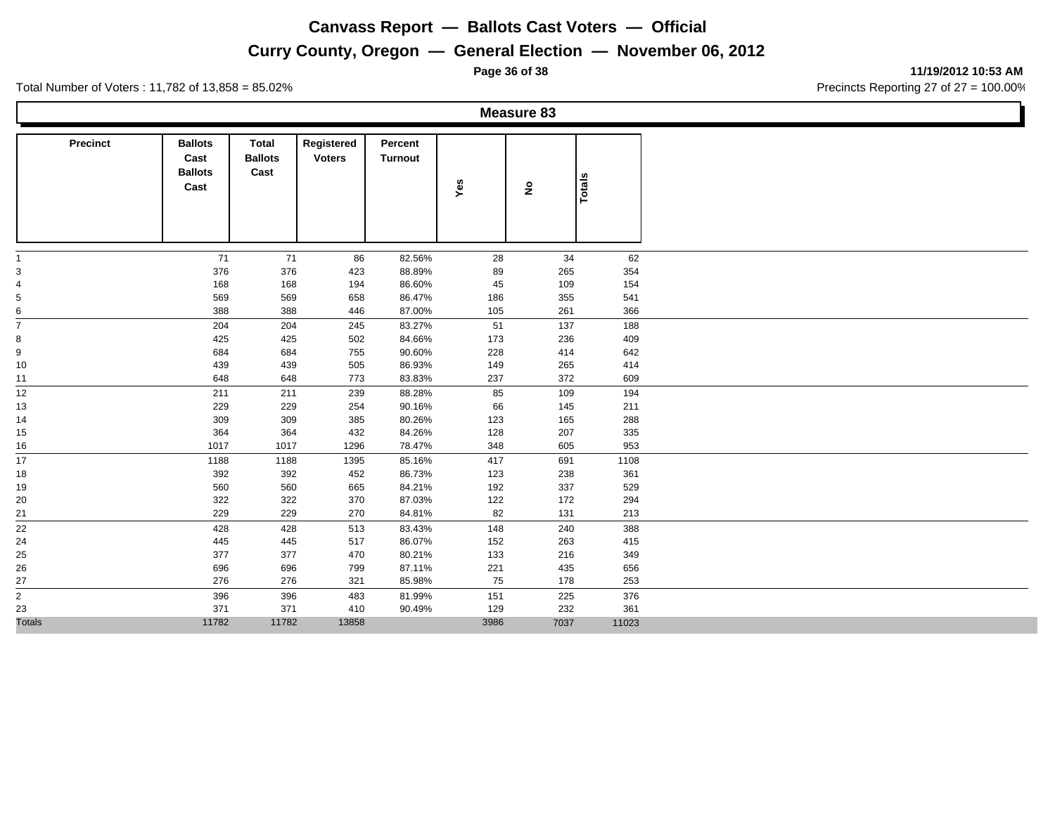# Canvass Report — Ballots Cast Voters — Official

## Curry County, Oregon — General Election — November 06, 2012

11/19/2012 10:53 AM

Total Number of Voters : 11,782 of 13,858 = 85.02%

Precincts Reporting 27 of 27 = 100.00%

### Measure 83

| Precinct | Ballots Cast Ballots Cast | Total Ballots Cast | Registered Voters | Percent Turnout | Yes | No | Totals |
|---|---|---|---|---|---|---|---|
| 1 | 71 | 71 | 86 | 82.56% | 28 | 34 | 62 |
| 3 | 376 | 376 | 423 | 88.89% | 89 | 265 | 354 |
| 4 | 168 | 168 | 194 | 86.60% | 45 | 109 | 154 |
| 5 | 569 | 569 | 658 | 86.47% | 186 | 355 | 541 |
| 6 | 388 | 388 | 446 | 87.00% | 105 | 261 | 366 |
| 7 | 204 | 204 | 245 | 83.27% | 51 | 137 | 188 |
| 8 | 425 | 425 | 502 | 84.66% | 173 | 236 | 409 |
| 9 | 684 | 684 | 755 | 90.60% | 228 | 414 | 642 |
| 10 | 439 | 439 | 505 | 86.93% | 149 | 265 | 414 |
| 11 | 648 | 648 | 773 | 83.83% | 237 | 372 | 609 |
| 12 | 211 | 211 | 239 | 88.28% | 85 | 109 | 194 |
| 13 | 229 | 229 | 254 | 90.16% | 66 | 145 | 211 |
| 14 | 309 | 309 | 385 | 80.26% | 123 | 165 | 288 |
| 15 | 364 | 364 | 432 | 84.26% | 128 | 207 | 335 |
| 16 | 1017 | 1017 | 1296 | 78.47% | 348 | 605 | 953 |
| 17 | 1188 | 1188 | 1395 | 85.16% | 417 | 691 | 1108 |
| 18 | 392 | 392 | 452 | 86.73% | 123 | 238 | 361 |
| 19 | 560 | 560 | 665 | 84.21% | 192 | 337 | 529 |
| 20 | 322 | 322 | 370 | 87.03% | 122 | 172 | 294 |
| 21 | 229 | 229 | 270 | 84.81% | 82 | 131 | 213 |
| 22 | 428 | 428 | 513 | 83.43% | 148 | 240 | 388 |
| 24 | 445 | 445 | 517 | 86.07% | 152 | 263 | 415 |
| 25 | 377 | 377 | 470 | 80.21% | 133 | 216 | 349 |
| 26 | 696 | 696 | 799 | 87.11% | 221 | 435 | 656 |
| 27 | 276 | 276 | 321 | 85.98% | 75 | 178 | 253 |
| 2 | 396 | 396 | 483 | 81.99% | 151 | 225 | 376 |
| 23 | 371 | 371 | 410 | 90.49% | 129 | 232 | 361 |
| Totals | 11782 | 11782 | 13858 | | 3986 | 7037 | 11023 |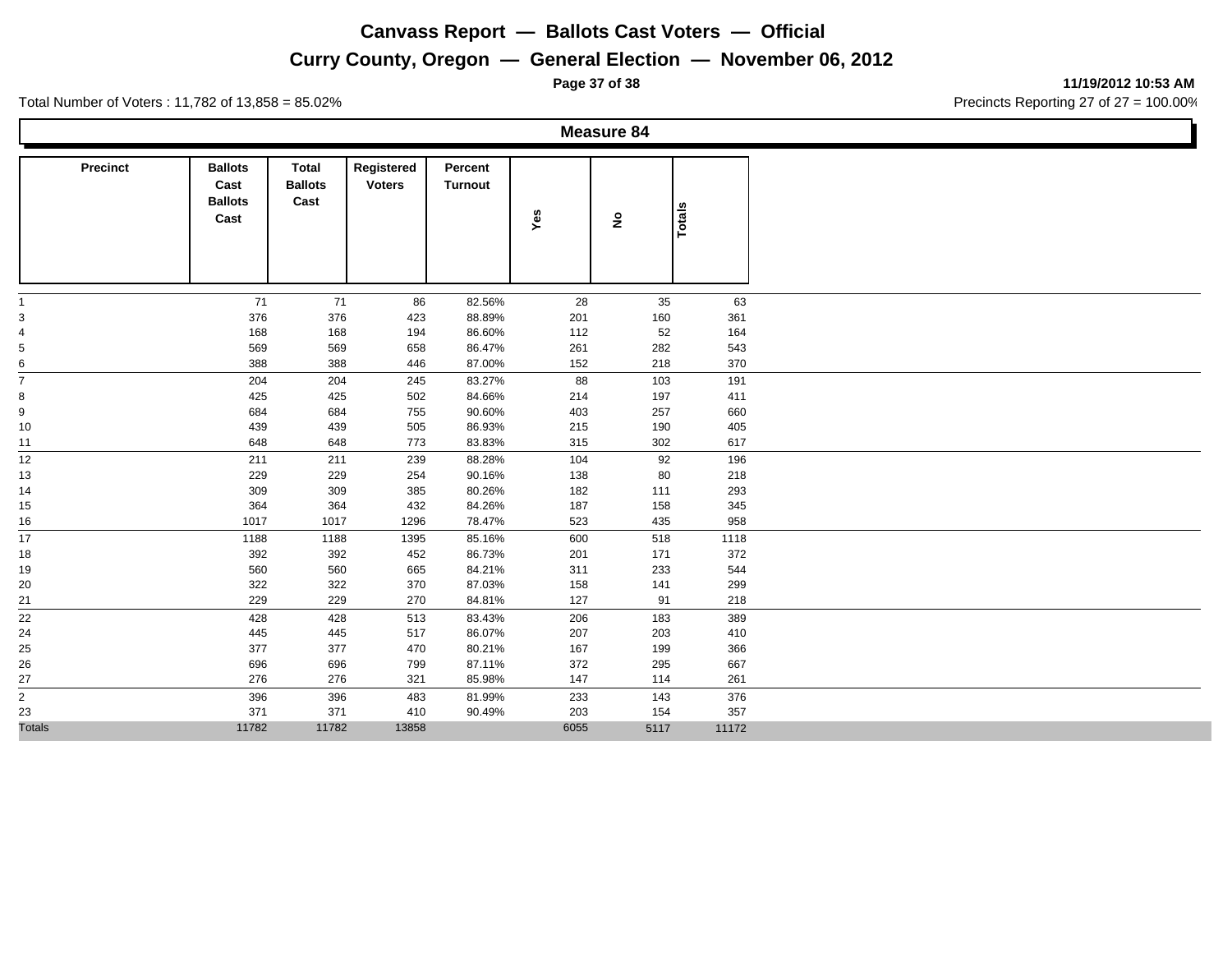# Canvass Report — Ballots Cast Voters — Official

## Curry County, Oregon — General Election — November 06, 2012

11/19/2012 10:53 AM

Total Number of Voters : 11,782 of 13,858 = 85.02%

Precincts Reporting 27 of 27 = 100.00%

### Measure 84

| Precinct | Ballots Cast Ballots Cast | Total Ballots Cast | Registered Voters | Percent Turnout | Yes | No | Totals |
|---|---|---|---|---|---|---|---|
| 1 | 71 | 71 | 86 | 82.56% | 28 | 35 | 63 |
| 3 | 376 | 376 | 423 | 88.89% | 201 | 160 | 361 |
| 4 | 168 | 168 | 194 | 86.60% | 112 | 52 | 164 |
| 5 | 569 | 569 | 658 | 86.47% | 261 | 282 | 543 |
| 6 | 388 | 388 | 446 | 87.00% | 152 | 218 | 370 |
| 7 | 204 | 204 | 245 | 83.27% | 88 | 103 | 191 |
| 8 | 425 | 425 | 502 | 84.66% | 214 | 197 | 411 |
| 9 | 684 | 684 | 755 | 90.60% | 403 | 257 | 660 |
| 10 | 439 | 439 | 505 | 86.93% | 215 | 190 | 405 |
| 11 | 648 | 648 | 773 | 83.83% | 315 | 302 | 617 |
| 12 | 211 | 211 | 239 | 88.28% | 104 | 92 | 196 |
| 13 | 229 | 229 | 254 | 90.16% | 138 | 80 | 218 |
| 14 | 309 | 309 | 385 | 80.26% | 182 | 111 | 293 |
| 15 | 364 | 364 | 432 | 84.26% | 187 | 158 | 345 |
| 16 | 1017 | 1017 | 1296 | 78.47% | 523 | 435 | 958 |
| 17 | 1188 | 1188 | 1395 | 85.16% | 600 | 518 | 1118 |
| 18 | 392 | 392 | 452 | 86.73% | 201 | 171 | 372 |
| 19 | 560 | 560 | 665 | 84.21% | 311 | 233 | 544 |
| 20 | 322 | 322 | 370 | 87.03% | 158 | 141 | 299 |
| 21 | 229 | 229 | 270 | 84.81% | 127 | 91 | 218 |
| 22 | 428 | 428 | 513 | 83.43% | 206 | 183 | 389 |
| 24 | 445 | 445 | 517 | 86.07% | 207 | 203 | 410 |
| 25 | 377 | 377 | 470 | 80.21% | 167 | 199 | 366 |
| 26 | 696 | 696 | 799 | 87.11% | 372 | 295 | 667 |
| 27 | 276 | 276 | 321 | 85.98% | 147 | 114 | 261 |
| 2 | 396 | 396 | 483 | 81.99% | 233 | 143 | 376 |
| 23 | 371 | 371 | 410 | 90.49% | 203 | 154 | 357 |
| Totals | 11782 | 11782 | 13858 | | 6055 | 5117 | 11172 |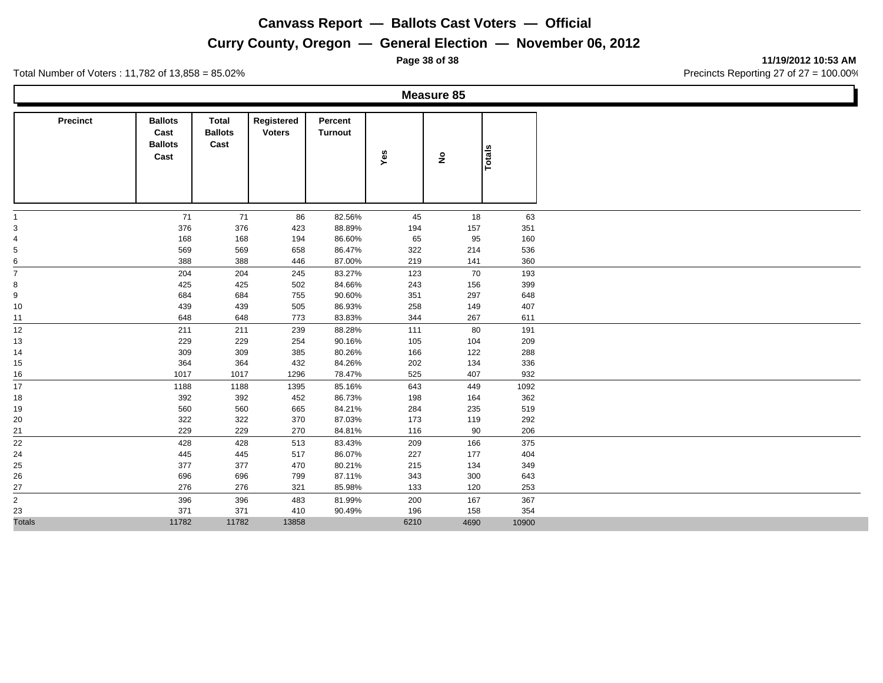# Canvass Report — Ballots Cast Voters — Official

## Curry County, Oregon — General Election — November 06, 2012

11/19/2012 10:53 AM

Total Number of Voters : 11,782 of 13,858 = 85.02%

Precincts Reporting 27 of 27 = 100.00%

### Measure 85

| Precinct | Ballots Cast Ballots Cast | Total Ballots Cast | Registered Voters | Percent Turnout | Yes | No | Totals |
|---|---|---|---|---|---|---|---|
| 1 | 71 | 71 | 86 | 82.56% | 45 | 18 | 63 |
| 3 | 376 | 376 | 423 | 88.89% | 194 | 157 | 351 |
| 4 | 168 | 168 | 194 | 86.60% | 65 | 95 | 160 |
| 5 | 569 | 569 | 658 | 86.47% | 322 | 214 | 536 |
| 6 | 388 | 388 | 446 | 87.00% | 219 | 141 | 360 |
| 7 | 204 | 204 | 245 | 83.27% | 123 | 70 | 193 |
| 8 | 425 | 425 | 502 | 84.66% | 243 | 156 | 399 |
| 9 | 684 | 684 | 755 | 90.60% | 351 | 297 | 648 |
| 10 | 439 | 439 | 505 | 86.93% | 258 | 149 | 407 |
| 11 | 648 | 648 | 773 | 83.83% | 344 | 267 | 611 |
| 12 | 211 | 211 | 239 | 88.28% | 111 | 80 | 191 |
| 13 | 229 | 229 | 254 | 90.16% | 105 | 104 | 209 |
| 14 | 309 | 309 | 385 | 80.26% | 166 | 122 | 288 |
| 15 | 364 | 364 | 432 | 84.26% | 202 | 134 | 336 |
| 16 | 1017 | 1017 | 1296 | 78.47% | 525 | 407 | 932 |
| 17 | 1188 | 1188 | 1395 | 85.16% | 643 | 449 | 1092 |
| 18 | 392 | 392 | 452 | 86.73% | 198 | 164 | 362 |
| 19 | 560 | 560 | 665 | 84.21% | 284 | 235 | 519 |
| 20 | 322 | 322 | 370 | 87.03% | 173 | 119 | 292 |
| 21 | 229 | 229 | 270 | 84.81% | 116 | 90 | 206 |
| 22 | 428 | 428 | 513 | 83.43% | 209 | 166 | 375 |
| 24 | 445 | 445 | 517 | 86.07% | 227 | 177 | 404 |
| 25 | 377 | 377 | 470 | 80.21% | 215 | 134 | 349 |
| 26 | 696 | 696 | 799 | 87.11% | 343 | 300 | 643 |
| 27 | 276 | 276 | 321 | 85.98% | 133 | 120 | 253 |
| 2 | 396 | 396 | 483 | 81.99% | 200 | 167 | 367 |
| 23 | 371 | 371 | 410 | 90.49% | 196 | 158 | 354 |
| Totals | 11782 | 11782 | 13858 | | 6210 | 4690 | 10900 |